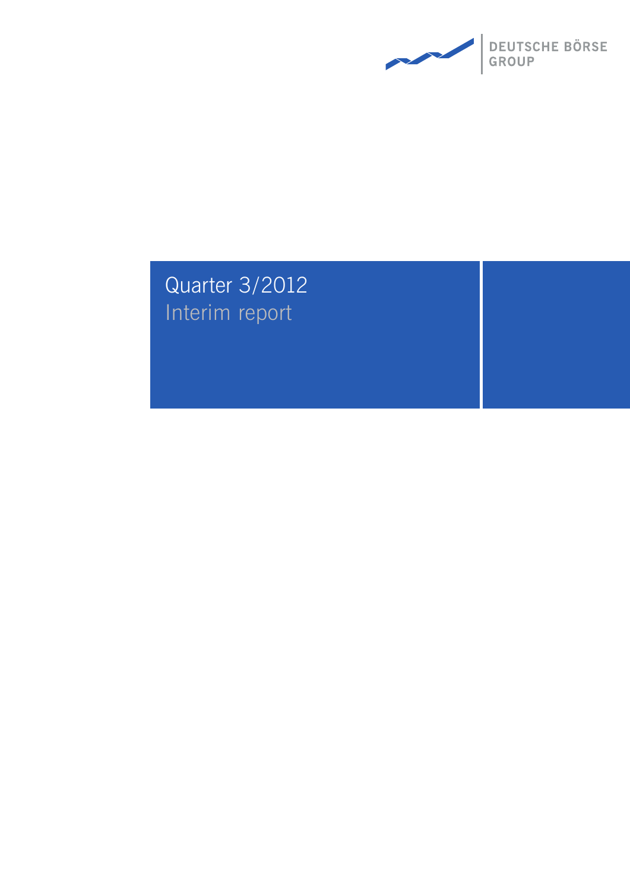DEUTSCHE BÖRSE GROUP

# Quarter 3/2012

## Interim report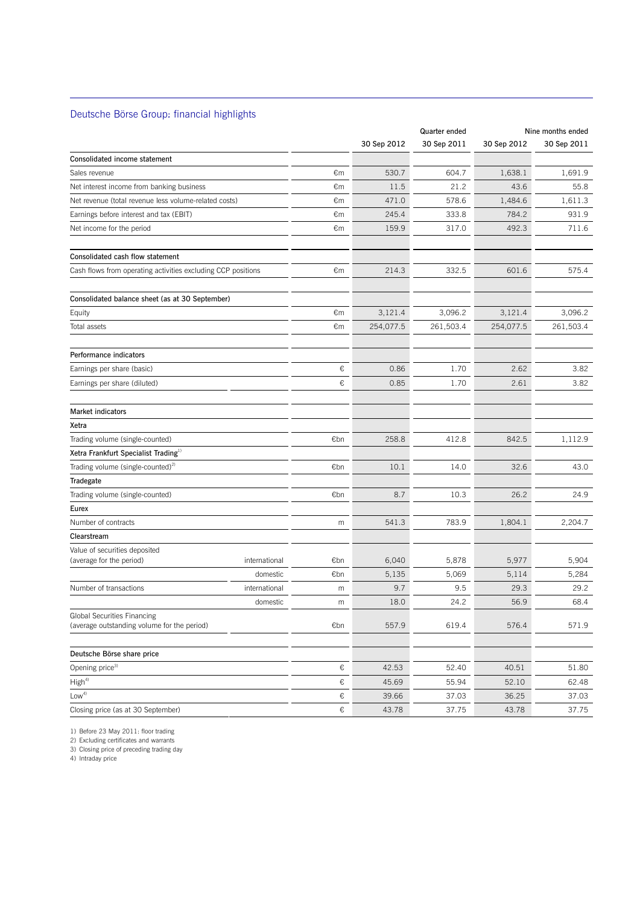## Deutsche Börse Group: financial highlights

| | | | Quarter ended | | Nine months ended | |
|---|---|---|---|---|---|---|
| | | | 30 Sep 2012 | 30 Sep 2011 | 30 Sep 2012 | 30 Sep 2011 |
| **Consolidated income statement** | | | | | | |
| Sales revenue | | €m | 530.7 | 604.7 | 1,638.1 | 1,691.9 |
| Net interest income from banking business | | €m | 11.5 | 21.2 | 43.6 | 55.8 |
| Net revenue (total revenue less volume-related costs) | | €m | 471.0 | 578.6 | 1,484.6 | 1,611.3 |
| Earnings before interest and tax (EBIT) | | €m | 245.4 | 333.8 | 784.2 | 931.9 |
| Net income for the period | | €m | 159.9 | 317.0 | 492.3 | 711.6 |
| **Consolidated cash flow statement** | | | | | | |
| Cash flows from operating activities excluding CCP positions | | €m | 214.3 | 332.5 | 601.6 | 575.4 |
| **Consolidated balance sheet (as at 30 September)** | | | | | | |
| Equity | | €m | 3,121.4 | 3,096.2 | 3,121.4 | 3,096.2 |
| Total assets | | €m | 254,077.5 | 261,503.4 | 254,077.5 | 261,503.4 |
| **Performance indicators** | | | | | | |
| Earnings per share (basic) | | € | 0.86 | 1.70 | 2.62 | 3.82 |
| Earnings per share (diluted) | | € | 0.85 | 1.70 | 2.61 | 3.82 |
| **Market indicators** | | | | | | |
| **Xetra** | | | | | | |
| Trading volume (single-counted) | | €bn | 258.8 | 412.8 | 842.5 | 1,112.9 |
| **Xetra Frankfurt Specialist Trading**[1] | | | | | | |
| Trading volume (single-counted)[2] | | €bn | 10.1 | 14.0 | 32.6 | 43.0 |
| **Tradegate** | | | | | | |
| Trading volume (single-counted) | | €bn | 8.7 | 10.3 | 26.2 | 24.9 |
| **Eurex** | | | | | | |
| Number of contracts | | m | 541.3 | 783.9 | 1,804.1 | 2,204.7 |
| **Clearstream** | | | | | | |
| Value of securities deposited (average for the period) | international | €bn | 6,040 | 5,878 | 5,977 | 5,904 |
| | domestic | €bn | 5,135 | 5,069 | 5,114 | 5,284 |
| Number of transactions | international | m | 9.7 | 9.5 | 29.3 | 29.2 |
| | domestic | m | 18.0 | 24.2 | 56.9 | 68.4 |
| Global Securities Financing (average outstanding volume for the period) | | €bn | 557.9 | 619.4 | 576.4 | 571.9 |
| **Deutsche Börse share price** | | | | | | |
| Opening price[3] | | € | 42.53 | 52.40 | 40.51 | 51.80 |
| High[4] | | € | 45.69 | 55.94 | 52.10 | 62.48 |
| Low[4] | | € | 39.66 | 37.03 | 36.25 | 37.03 |
| Closing price (as at 30 September) | | € | 43.78 | 37.75 | 43.78 | 37.75 |

1) Before 23 May 2011: floor trading
2) Excluding certificates and warrants
3) Closing price of preceding trading day
4) Intraday price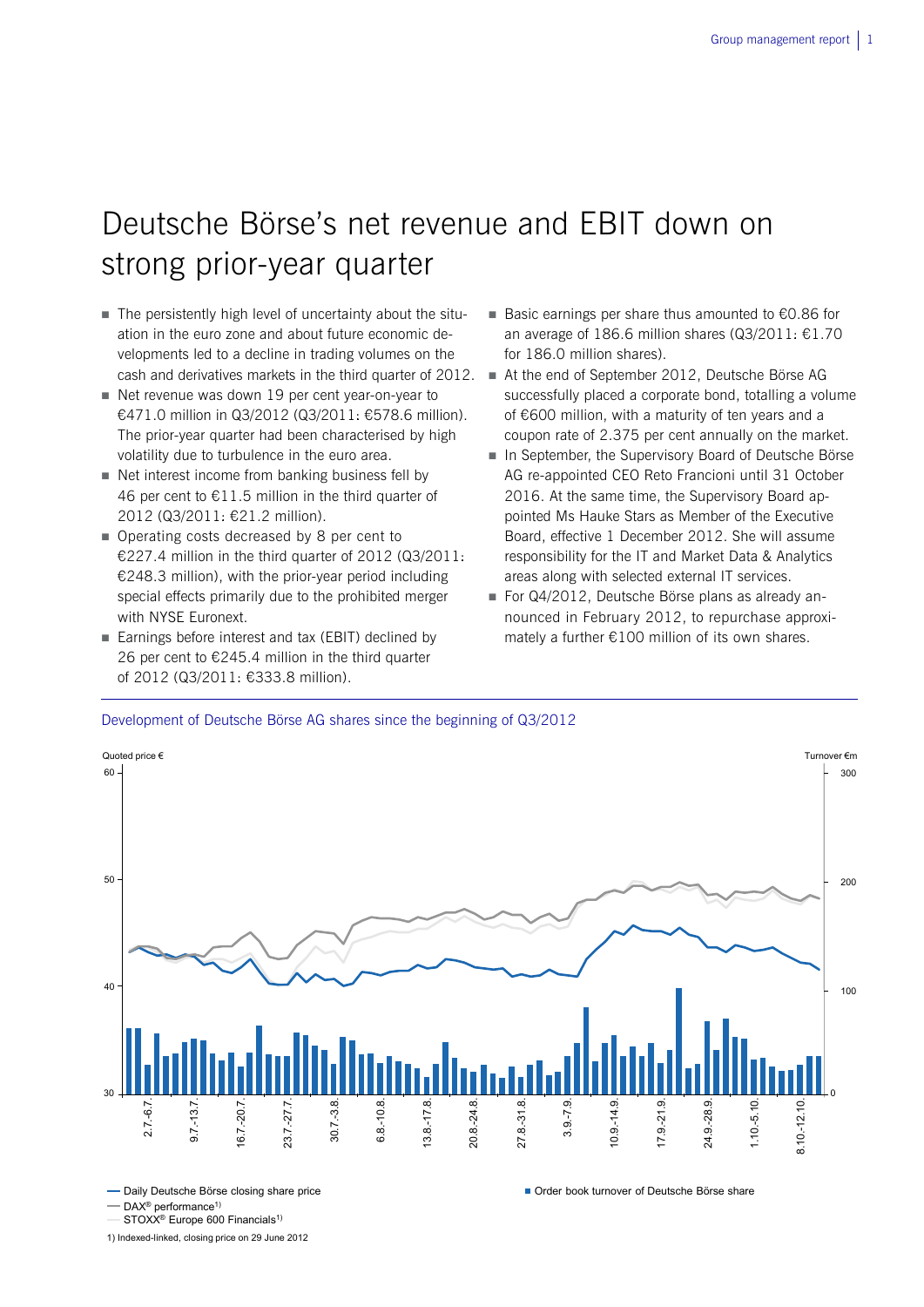# Deutsche Börse's net revenue and EBIT down on strong prior-year quarter

- The persistently high level of uncertainty about the situation in the euro zone and about future economic developments led to a decline in trading volumes on the cash and derivatives markets in the third quarter of 2012.
- Net revenue was down 19 per cent year-on-year to €471.0 million in Q3/2012 (Q3/2011: €578.6 million). The prior-year quarter had been characterised by high volatility due to turbulence in the euro area.
- Net interest income from banking business fell by 46 per cent to €11.5 million in the third quarter of 2012 (Q3/2011: €21.2 million).
- Operating costs decreased by 8 per cent to €227.4 million in the third quarter of 2012 (Q3/2011: €248.3 million), with the prior-year period including special effects primarily due to the prohibited merger with NYSE Euronext.
- Earnings before interest and tax (EBIT) declined by 26 per cent to €245.4 million in the third quarter of 2012 (Q3/2011: €333.8 million).
- Basic earnings per share thus amounted to €0.86 for an average of 186.6 million shares (Q3/2011: €1.70 for 186.0 million shares).
- At the end of September 2012, Deutsche Börse AG successfully placed a corporate bond, totalling a volume of €600 million, with a maturity of ten years and a coupon rate of 2.375 per cent annually on the market.
- In September, the Supervisory Board of Deutsche Börse AG re-appointed CEO Reto Francioni until 31 October 2016. At the same time, the Supervisory Board appointed Ms Hauke Stars as Member of the Executive Board, effective 1 December 2012. She will assume responsibility for the IT and Market Data & Analytics areas along with selected external IT services.
- For Q4/2012, Deutsche Börse plans as already announced in February 2012, to repurchase approximately a further €100 million of its own shares.

Development of Deutsche Börse AG shares since the beginning of Q3/2012

Quoted price € | Turnover €m

— Daily Deutsche Börse closing share price
— DAX® performance[1)]
— STOXX® Europe 600 Financials[1)]
■ Order book turnover of Deutsche Börse share

1) Indexed-linked, closing price on 29 June 2012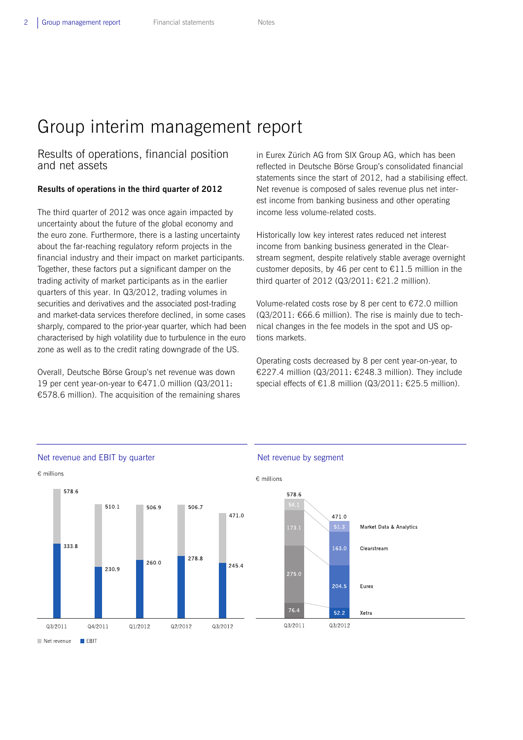# Group interim management report

## Results of operations, financial position and net assets

### Results of operations in the third quarter of 2012

The third quarter of 2012 was once again impacted by uncertainty about the future of the global economy and the euro zone. Furthermore, there is a lasting uncertainty about the far-reaching regulatory reform projects in the financial industry and their impact on market participants. Together, these factors put a significant damper on the trading activity of market participants as in the earlier quarters of this year. In Q3/2012, trading volumes in securities and derivatives and the associated post-trading and market-data services therefore declined, in some cases sharply, compared to the prior-year quarter, which had been characterised by high volatility due to turbulence in the euro zone as well as to the credit rating downgrade of the US.

Overall, Deutsche Börse Group's net revenue was down 19 per cent year-on-year to €471.0 million (Q3/2011: €578.6 million). The acquisition of the remaining shares in Eurex Zürich AG from SIX Group AG, which has been reflected in Deutsche Börse Group's consolidated financial statements since the start of 2012, had a stabilising effect. Net revenue is composed of sales revenue plus net interest income from banking business and other operating income less volume-related costs.

Historically low key interest rates reduced net interest income from banking business generated in the Clearstream segment, despite relatively stable average overnight customer deposits, by 46 per cent to €11.5 million in the third quarter of 2012 (Q3/2011: €21.2 million).

Volume-related costs rose by 8 per cent to €72.0 million (Q3/2011: €66.6 million). The rise is mainly due to technical changes in the fee models in the spot and US options markets.

Operating costs decreased by 8 per cent year-on-year, to €227.4 million (Q3/2011: €248.3 million). They include special effects of €1.8 million (Q3/2011: €25.5 million).

**Net revenue and EBIT by quarter**

€ millions

| | Q3/2011 | Q4/2011 | Q1/2012 | Q2/2012 | Q3/2012 |
|---|---|---|---|---|---|
| Net revenue | 578.6 | 510.1 | 506.9 | 506.7 | 471.0 |
| EBIT | 333.8 | 230.9 | 260.0 | 278.8 | 245.4 |

**Net revenue by segment**

€ millions

| | Q3/2011 | Q3/2012 |
|---|---|---|
| Market Data & Analytics | 54.1 | 51.3 |
| Clearstream | 173.1 | 163.0 |
| Eurex | 275.0 | 204.5 |
| Xetra | 76.4 | 52.2 |
| Total | 578.6 | 471.0 |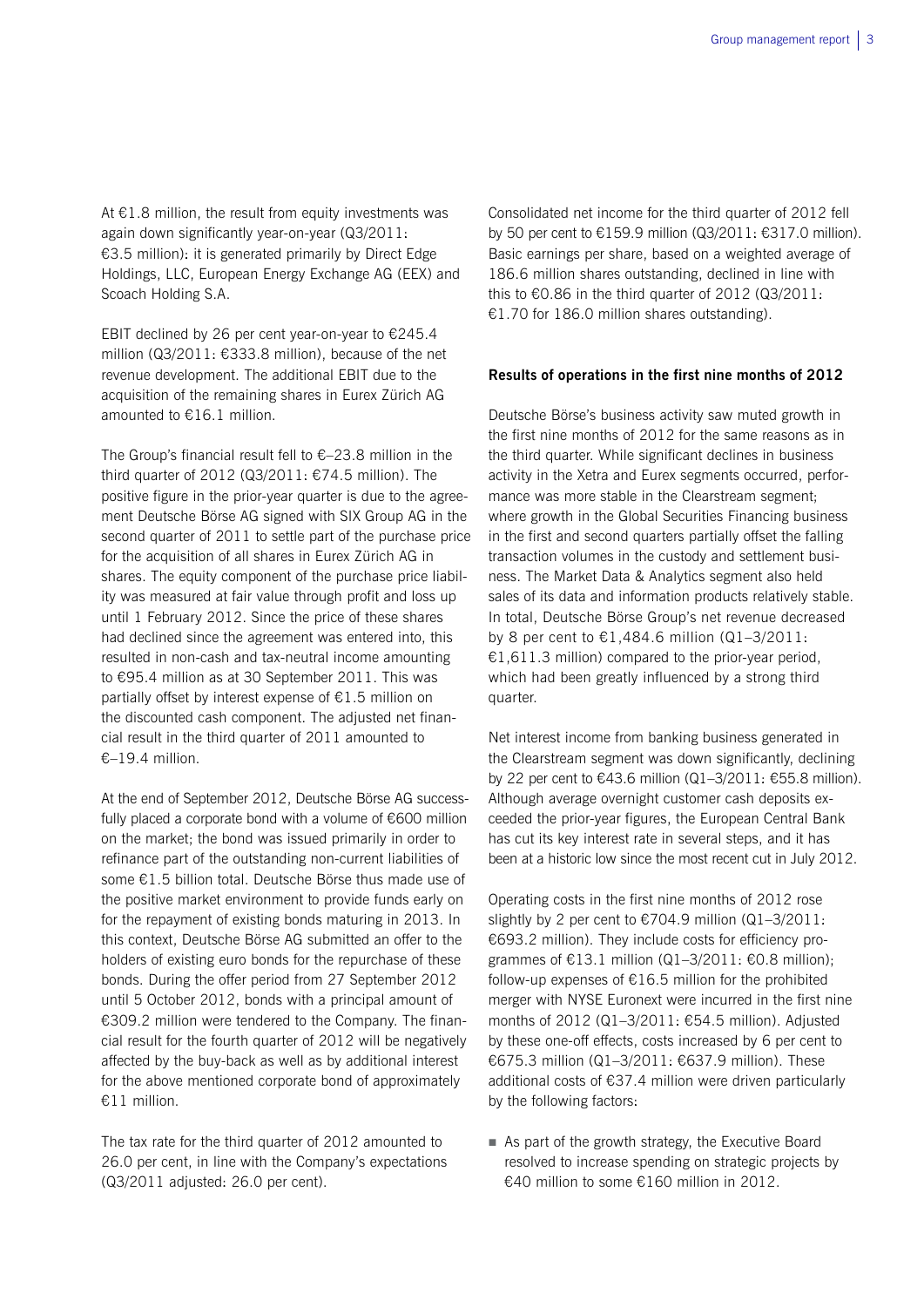At €1.8 million, the result from equity investments was again down significantly year-on-year (Q3/2011: €3.5 million): it is generated primarily by Direct Edge Holdings, LLC, European Energy Exchange AG (EEX) and Scoach Holding S.A.

EBIT declined by 26 per cent year-on-year to €245.4 million (Q3/2011: €333.8 million), because of the net revenue development. The additional EBIT due to the acquisition of the remaining shares in Eurex Zürich AG amounted to €16.1 million.

The Group's financial result fell to €–23.8 million in the third quarter of 2012 (Q3/2011: €74.5 million). The positive figure in the prior-year quarter is due to the agreement Deutsche Börse AG signed with SIX Group AG in the second quarter of 2011 to settle part of the purchase price for the acquisition of all shares in Eurex Zürich AG in shares. The equity component of the purchase price liability was measured at fair value through profit and loss up until 1 February 2012. Since the price of these shares had declined since the agreement was entered into, this resulted in non-cash and tax-neutral income amounting to €95.4 million as at 30 September 2011. This was partially offset by interest expense of €1.5 million on the discounted cash component. The adjusted net financial result in the third quarter of 2011 amounted to €–19.4 million.

At the end of September 2012, Deutsche Börse AG successfully placed a corporate bond with a volume of €600 million on the market; the bond was issued primarily in order to refinance part of the outstanding non-current liabilities of some €1.5 billion total. Deutsche Börse thus made use of the positive market environment to provide funds early on for the repayment of existing bonds maturing in 2013. In this context, Deutsche Börse AG submitted an offer to the holders of existing euro bonds for the repurchase of these bonds. During the offer period from 27 September 2012 until 5 October 2012, bonds with a principal amount of €309.2 million were tendered to the Company. The financial result for the fourth quarter of 2012 will be negatively affected by the buy-back as well as by additional interest for the above mentioned corporate bond of approximately €11 million.

The tax rate for the third quarter of 2012 amounted to 26.0 per cent, in line with the Company's expectations (Q3/2011 adjusted: 26.0 per cent).

Consolidated net income for the third quarter of 2012 fell by 50 per cent to €159.9 million (Q3/2011: €317.0 million). Basic earnings per share, based on a weighted average of 186.6 million shares outstanding, declined in line with this to €0.86 in the third quarter of 2012 (Q3/2011: €1.70 for 186.0 million shares outstanding).

### Results of operations in the first nine months of 2012

Deutsche Börse's business activity saw muted growth in the first nine months of 2012 for the same reasons as in the third quarter. While significant declines in business activity in the Xetra and Eurex segments occurred, performance was more stable in the Clearstream segment; where growth in the Global Securities Financing business in the first and second quarters partially offset the falling transaction volumes in the custody and settlement business. The Market Data & Analytics segment also held sales of its data and information products relatively stable. In total, Deutsche Börse Group's net revenue decreased by 8 per cent to €1,484.6 million (Q1–3/2011: €1,611.3 million) compared to the prior-year period, which had been greatly influenced by a strong third quarter.

Net interest income from banking business generated in the Clearstream segment was down significantly, declining by 22 per cent to €43.6 million (Q1–3/2011: €55.8 million). Although average overnight customer cash deposits exceeded the prior-year figures, the European Central Bank has cut its key interest rate in several steps, and it has been at a historic low since the most recent cut in July 2012.

Operating costs in the first nine months of 2012 rose slightly by 2 per cent to €704.9 million (Q1–3/2011: €693.2 million). They include costs for efficiency programmes of €13.1 million (Q1–3/2011: €0.8 million); follow-up expenses of €16.5 million for the prohibited merger with NYSE Euronext were incurred in the first nine months of 2012 (Q1–3/2011: €54.5 million). Adjusted by these one-off effects, costs increased by 6 per cent to €675.3 million (Q1–3/2011: €637.9 million). These additional costs of €37.4 million were driven particularly by the following factors:

- As part of the growth strategy, the Executive Board resolved to increase spending on strategic projects by €40 million to some €160 million in 2012.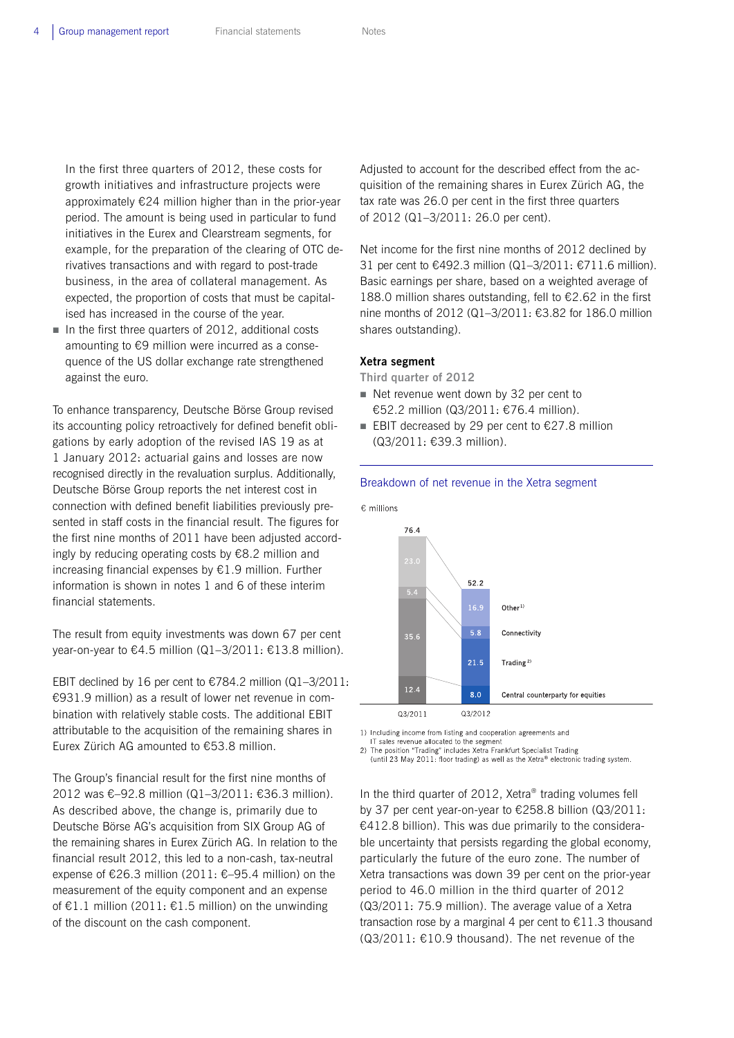In the first three quarters of 2012, these costs for growth initiatives and infrastructure projects were approximately €24 million higher than in the prior-year period. The amount is being used in particular to fund initiatives in the Eurex and Clearstream segments, for example, for the preparation of the clearing of OTC derivatives transactions and with regard to post-trade business, in the area of collateral management. As expected, the proportion of costs that must be capitalised has increased in the course of the year.

- In the first three quarters of 2012, additional costs amounting to €9 million were incurred as a consequence of the US dollar exchange rate strengthened against the euro.

To enhance transparency, Deutsche Börse Group revised its accounting policy retroactively for defined benefit obligations by early adoption of the revised IAS 19 as at 1 January 2012: actuarial gains and losses are now recognised directly in the revaluation surplus. Additionally, Deutsche Börse Group reports the net interest cost in connection with defined benefit liabilities previously presented in staff costs in the financial result. The figures for the first nine months of 2011 have been adjusted accordingly by reducing operating costs by €8.2 million and increasing financial expenses by €1.9 million. Further information is shown in notes 1 and 6 of these interim financial statements.

The result from equity investments was down 67 per cent year-on-year to €4.5 million (Q1–3/2011: €13.8 million).

EBIT declined by 16 per cent to €784.2 million (Q1–3/2011: €931.9 million) as a result of lower net revenue in combination with relatively stable costs. The additional EBIT attributable to the acquisition of the remaining shares in Eurex Zürich AG amounted to €53.8 million.

The Group's financial result for the first nine months of 2012 was €–92.8 million (Q1–3/2011: €36.3 million). As described above, the change is, primarily due to Deutsche Börse AG's acquisition from SIX Group AG of the remaining shares in Eurex Zürich AG. In relation to the financial result 2012, this led to a non-cash, tax-neutral expense of €26.3 million (2011: €–95.4 million) on the measurement of the equity component and an expense of €1.1 million (2011: €1.5 million) on the unwinding of the discount on the cash component.

Adjusted to account for the described effect from the acquisition of the remaining shares in Eurex Zürich AG, the tax rate was 26.0 per cent in the first three quarters of 2012 (Q1–3/2011: 26.0 per cent).

Net income for the first nine months of 2012 declined by 31 per cent to €492.3 million (Q1–3/2011: €711.6 million). Basic earnings per share, based on a weighted average of 188.0 million shares outstanding, fell to €2.62 in the first nine months of 2012 (Q1–3/2011: €3.82 for 186.0 million shares outstanding).

### Xetra segment

**Third quarter of 2012**

- Net revenue went down by 32 per cent to €52.2 million (Q3/2011: €76.4 million).
- EBIT decreased by 29 per cent to €27.8 million (Q3/2011: €39.3 million).

**Breakdown of net revenue in the Xetra segment**

€ millions

| | Q3/2011 | Q3/2012 |
|---|---|---|
| Other[1] | 23.0 | 16.9 |
| Connectivity | 5.4 | 5.8 |
| Trading[2] | 35.6 | 21.5 |
| Central counterparty for equities | 12.4 | 8.0 |
| Total | 76.4 | 52.2 |

1) Including income from listing and cooperation agreements and IT sales revenue allocated to the segment
2) The position "Trading" includes Xetra Frankfurt Specialist Trading (until 23 May 2011: floor trading) as well as the Xetra® electronic trading system.

In the third quarter of 2012, Xetra® trading volumes fell by 37 per cent year-on-year to €258.8 billion (Q3/2011: €412.8 billion). This was due primarily to the considerable uncertainty that persists regarding the global economy, particularly the future of the euro zone. The number of Xetra transactions was down 39 per cent on the prior-year period to 46.0 million in the third quarter of 2012 (Q3/2011: 75.9 million). The average value of a Xetra transaction rose by a marginal 4 per cent to €11.3 thousand (Q3/2011: €10.9 thousand). The net revenue of the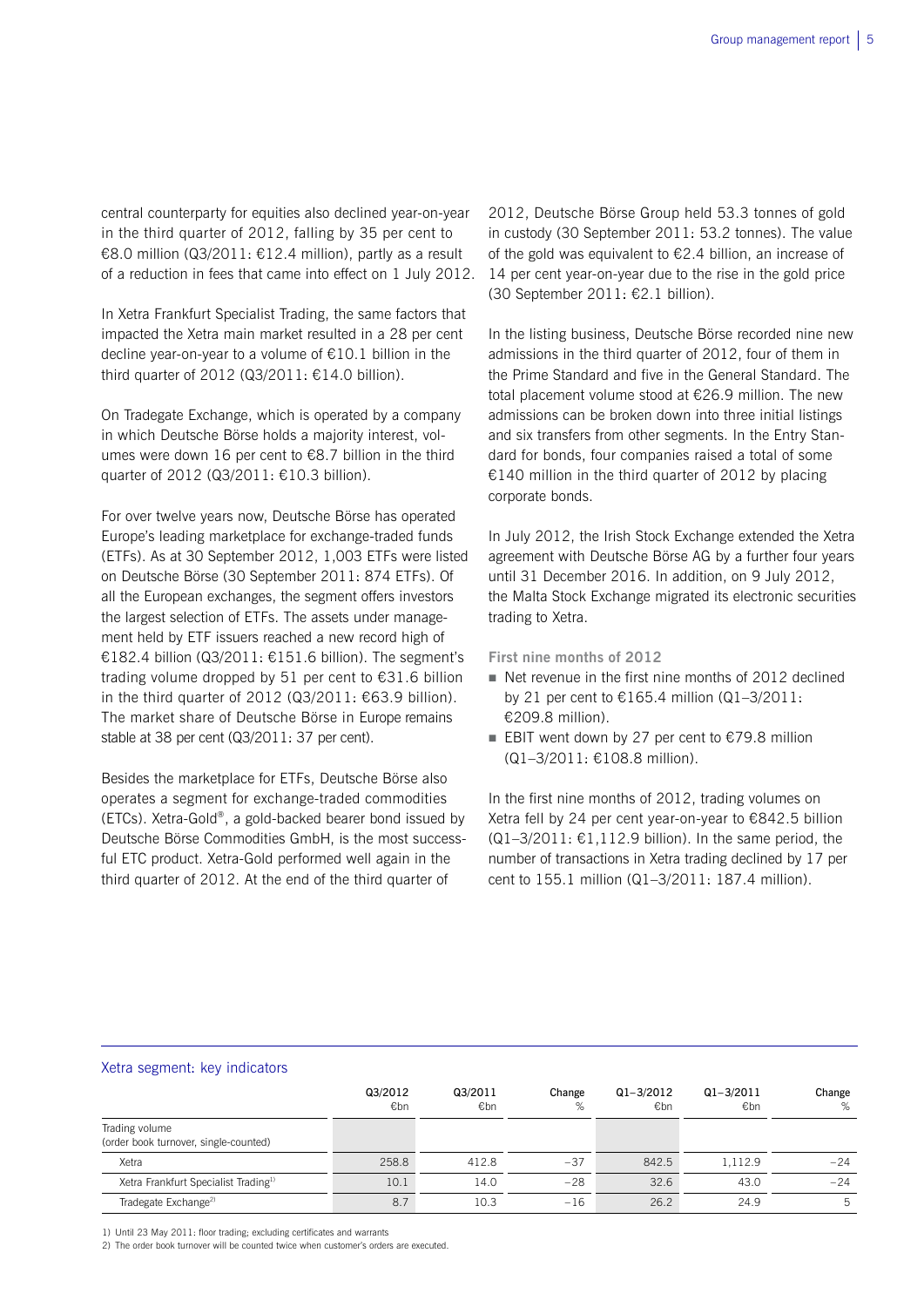central counterparty for equities also declined year-on-year in the third quarter of 2012, falling by 35 per cent to €8.0 million (Q3/2011: €12.4 million), partly as a result of a reduction in fees that came into effect on 1 July 2012.

In Xetra Frankfurt Specialist Trading, the same factors that impacted the Xetra main market resulted in a 28 per cent decline year-on-year to a volume of €10.1 billion in the third quarter of 2012 (Q3/2011: €14.0 billion).

On Tradegate Exchange, which is operated by a company in which Deutsche Börse holds a majority interest, volumes were down 16 per cent to €8.7 billion in the third quarter of 2012 (Q3/2011: €10.3 billion).

For over twelve years now, Deutsche Börse has operated Europe's leading marketplace for exchange-traded funds (ETFs). As at 30 September 2012, 1,003 ETFs were listed on Deutsche Börse (30 September 2011: 874 ETFs). Of all the European exchanges, the segment offers investors the largest selection of ETFs. The assets under management held by ETF issuers reached a new record high of €182.4 billion (Q3/2011: €151.6 billion). The segment's trading volume dropped by 51 per cent to €31.6 billion in the third quarter of 2012 (Q3/2011: €63.9 billion). The market share of Deutsche Börse in Europe remains stable at 38 per cent (Q3/2011: 37 per cent).

Besides the marketplace for ETFs, Deutsche Börse also operates a segment for exchange-traded commodities (ETCs). Xetra-Gold®, a gold-backed bearer bond issued by Deutsche Börse Commodities GmbH, is the most successful ETC product. Xetra-Gold performed well again in the third quarter of 2012. At the end of the third quarter of 2012, Deutsche Börse Group held 53.3 tonnes of gold in custody (30 September 2011: 53.2 tonnes). The value of the gold was equivalent to €2.4 billion, an increase of 14 per cent year-on-year due to the rise in the gold price (30 September 2011: €2.1 billion).

In the listing business, Deutsche Börse recorded nine new admissions in the third quarter of 2012, four of them in the Prime Standard and five in the General Standard. The total placement volume stood at €26.9 million. The new admissions can be broken down into three initial listings and six transfers from other segments. In the Entry Standard for bonds, four companies raised a total of some €140 million in the third quarter of 2012 by placing corporate bonds.

In July 2012, the Irish Stock Exchange extended the Xetra agreement with Deutsche Börse AG by a further four years until 31 December 2016. In addition, on 9 July 2012, the Malta Stock Exchange migrated its electronic securities trading to Xetra.

**First nine months of 2012**

- Net revenue in the first nine months of 2012 declined by 21 per cent to €165.4 million (Q1–3/2011: €209.8 million).
- EBIT went down by 27 per cent to €79.8 million (Q1–3/2011: €108.8 million).

In the first nine months of 2012, trading volumes on Xetra fell by 24 per cent year-on-year to €842.5 billion (Q1–3/2011: €1,112.9 billion). In the same period, the number of transactions in Xetra trading declined by 17 per cent to 155.1 million (Q1–3/2011: 187.4 million).

**Xetra segment: key indicators**

| | Q3/2012 €bn | Q3/2011 €bn | Change % | Q1–3/2012 €bn | Q1–3/2011 €bn | Change % |
|---|---|---|---|---|---|---|
| Trading volume (order book turnover, single-counted) | | | | | | |
| Xetra | 258.8 | 412.8 | −37 | 842.5 | 1,112.9 | −24 |
| Xetra Frankfurt Specialist Trading[1] | 10.1 | 14.0 | −28 | 32.6 | 43.0 | −24 |
| Tradegate Exchange[2] | 8.7 | 10.3 | −16 | 26.2 | 24.9 | 5 |

1) Until 23 May 2011: floor trading; excluding certificates and warrants
2) The order book turnover will be counted twice when customer's orders are executed.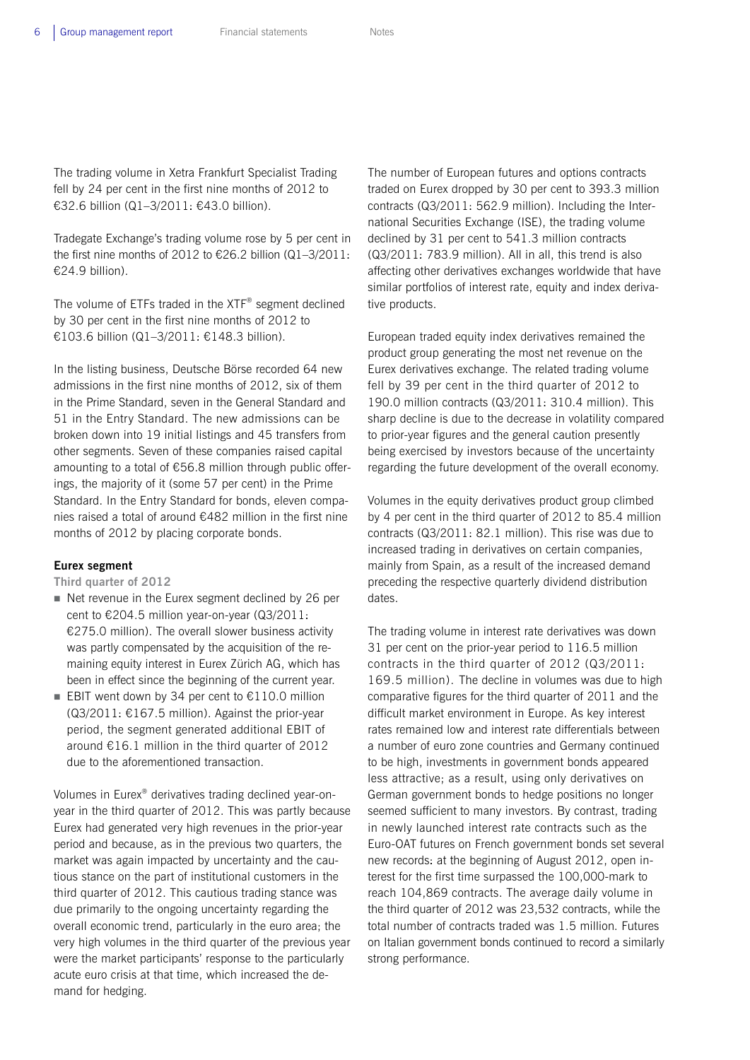The trading volume in Xetra Frankfurt Specialist Trading fell by 24 per cent in the first nine months of 2012 to €32.6 billion (Q1–3/2011: €43.0 billion).

Tradegate Exchange's trading volume rose by 5 per cent in the first nine months of 2012 to €26.2 billion (Q1–3/2011: €24.9 billion).

The volume of ETFs traded in the XTF® segment declined by 30 per cent in the first nine months of 2012 to €103.6 billion (Q1–3/2011: €148.3 billion).

In the listing business, Deutsche Börse recorded 64 new admissions in the first nine months of 2012, six of them in the Prime Standard, seven in the General Standard and 51 in the Entry Standard. The new admissions can be broken down into 19 initial listings and 45 transfers from other segments. Seven of these companies raised capital amounting to a total of €56.8 million through public offerings, the majority of it (some 57 per cent) in the Prime Standard. In the Entry Standard for bonds, eleven companies raised a total of around €482 million in the first nine months of 2012 by placing corporate bonds.

**Eurex segment**

Third quarter of 2012

- Net revenue in the Eurex segment declined by 26 per cent to €204.5 million year-on-year (Q3/2011: €275.0 million). The overall slower business activity was partly compensated by the acquisition of the remaining equity interest in Eurex Zürich AG, which has been in effect since the beginning of the current year.
- EBIT went down by 34 per cent to €110.0 million (Q3/2011: €167.5 million). Against the prior-year period, the segment generated additional EBIT of around €16.1 million in the third quarter of 2012 due to the aforementioned transaction.

Volumes in Eurex® derivatives trading declined year-on-year in the third quarter of 2012. This was partly because Eurex had generated very high revenues in the prior-year period and because, as in the previous two quarters, the market was again impacted by uncertainty and the cautious stance on the part of institutional customers in the third quarter of 2012. This cautious trading stance was due primarily to the ongoing uncertainty regarding the overall economic trend, particularly in the euro area; the very high volumes in the third quarter of the previous year were the market participants' response to the particularly acute euro crisis at that time, which increased the demand for hedging.

The number of European futures and options contracts traded on Eurex dropped by 30 per cent to 393.3 million contracts (Q3/2011: 562.9 million). Including the International Securities Exchange (ISE), the trading volume declined by 31 per cent to 541.3 million contracts (Q3/2011: 783.9 million). All in all, this trend is also affecting other derivatives exchanges worldwide that have similar portfolios of interest rate, equity and index derivative products.

European traded equity index derivatives remained the product group generating the most net revenue on the Eurex derivatives exchange. The related trading volume fell by 39 per cent in the third quarter of 2012 to 190.0 million contracts (Q3/2011: 310.4 million). This sharp decline is due to the decrease in volatility compared to prior-year figures and the general caution presently being exercised by investors because of the uncertainty regarding the future development of the overall economy.

Volumes in the equity derivatives product group climbed by 4 per cent in the third quarter of 2012 to 85.4 million contracts (Q3/2011: 82.1 million). This rise was due to increased trading in derivatives on certain companies, mainly from Spain, as a result of the increased demand preceding the respective quarterly dividend distribution dates.

The trading volume in interest rate derivatives was down 31 per cent on the prior-year period to 116.5 million contracts in the third quarter of 2012 (Q3/2011: 169.5 million). The decline in volumes was due to high comparative figures for the third quarter of 2011 and the difficult market environment in Europe. As key interest rates remained low and interest rate differentials between a number of euro zone countries and Germany continued to be high, investments in government bonds appeared less attractive; as a result, using only derivatives on German government bonds to hedge positions no longer seemed sufficient to many investors. By contrast, trading in newly launched interest rate contracts such as the Euro-OAT futures on French government bonds set several new records: at the beginning of August 2012, open interest for the first time surpassed the 100,000-mark to reach 104,869 contracts. The average daily volume in the third quarter of 2012 was 23,532 contracts, while the total number of contracts traded was 1.5 million. Futures on Italian government bonds continued to record a similarly strong performance.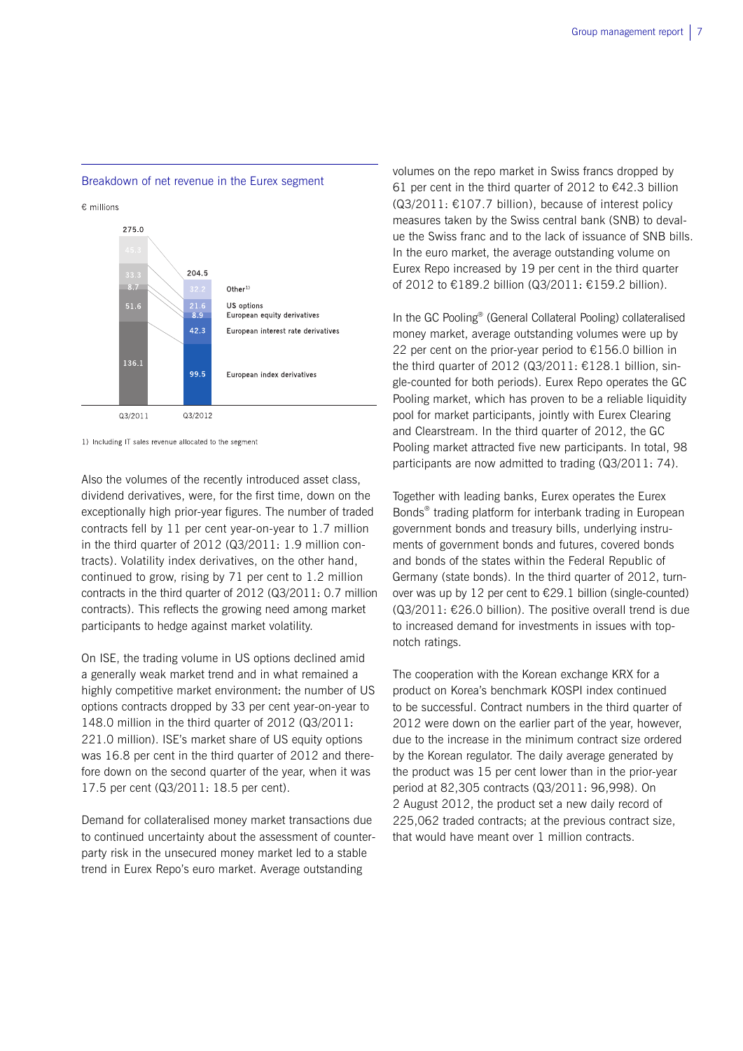### Breakdown of net revenue in the Eurex segment

€ millions

| | Q3/2011 | Q3/2012 |
|---|---|---|
| Other[1] | 45.3 | 32.2 |
| US options | 33.3 | 21.6 |
| European equity derivatives | 8.7 | 8.9 |
| European interest rate derivatives | 51.6 | 42.3 |
| European index derivatives | 136.1 | 99.5 |
| Total | 275.0 | 204.5 |

1) Including IT sales revenue allocated to the segment

Also the volumes of the recently introduced asset class, dividend derivatives, were, for the first time, down on the exceptionally high prior-year figures. The number of traded contracts fell by 11 per cent year-on-year to 1.7 million in the third quarter of 2012 (Q3/2011: 1.9 million contracts). Volatility index derivatives, on the other hand, continued to grow, rising by 71 per cent to 1.2 million contracts in the third quarter of 2012 (Q3/2011: 0.7 million contracts). This reflects the growing need among market participants to hedge against market volatility.

On ISE, the trading volume in US options declined amid a generally weak market trend and in what remained a highly competitive market environment: the number of US options contracts dropped by 33 per cent year-on-year to 148.0 million in the third quarter of 2012 (Q3/2011: 221.0 million). ISE's market share of US equity options was 16.8 per cent in the third quarter of 2012 and therefore down on the second quarter of the year, when it was 17.5 per cent (Q3/2011: 18.5 per cent).

Demand for collateralised money market transactions due to continued uncertainty about the assessment of counterparty risk in the unsecured money market led to a stable trend in Eurex Repo's euro market. Average outstanding volumes on the repo market in Swiss francs dropped by 61 per cent in the third quarter of 2012 to €42.3 billion (Q3/2011: €107.7 billion), because of interest policy measures taken by the Swiss central bank (SNB) to devalue the Swiss franc and to the lack of issuance of SNB bills. In the euro market, the average outstanding volume on Eurex Repo increased by 19 per cent in the third quarter of 2012 to €189.2 billion (Q3/2011: €159.2 billion).

In the GC Pooling® (General Collateral Pooling) collateralised money market, average outstanding volumes were up by 22 per cent on the prior-year period to €156.0 billion in the third quarter of 2012 (Q3/2011: €128.1 billion, single-counted for both periods). Eurex Repo operates the GC Pooling market, which has proven to be a reliable liquidity pool for market participants, jointly with Eurex Clearing and Clearstream. In the third quarter of 2012, the GC Pooling market attracted five new participants. In total, 98 participants are now admitted to trading (Q3/2011: 74).

Together with leading banks, Eurex operates the Eurex Bonds® trading platform for interbank trading in European government bonds and treasury bills, underlying instruments of government bonds and futures, covered bonds and bonds of the states within the Federal Republic of Germany (state bonds). In the third quarter of 2012, turnover was up by 12 per cent to €29.1 billion (single-counted) (Q3/2011: €26.0 billion). The positive overall trend is due to increased demand for investments in issues with top-notch ratings.

The cooperation with the Korean exchange KRX for a product on Korea's benchmark KOSPI index continued to be successful. Contract numbers in the third quarter of 2012 were down on the earlier part of the year, however, due to the increase in the minimum contract size ordered by the Korean regulator. The daily average generated by the product was 15 per cent lower than in the prior-year period at 82,305 contracts (Q3/2011: 96,998). On 2 August 2012, the product set a new daily record of 225,062 traded contracts; at the previous contract size, that would have meant over 1 million contracts.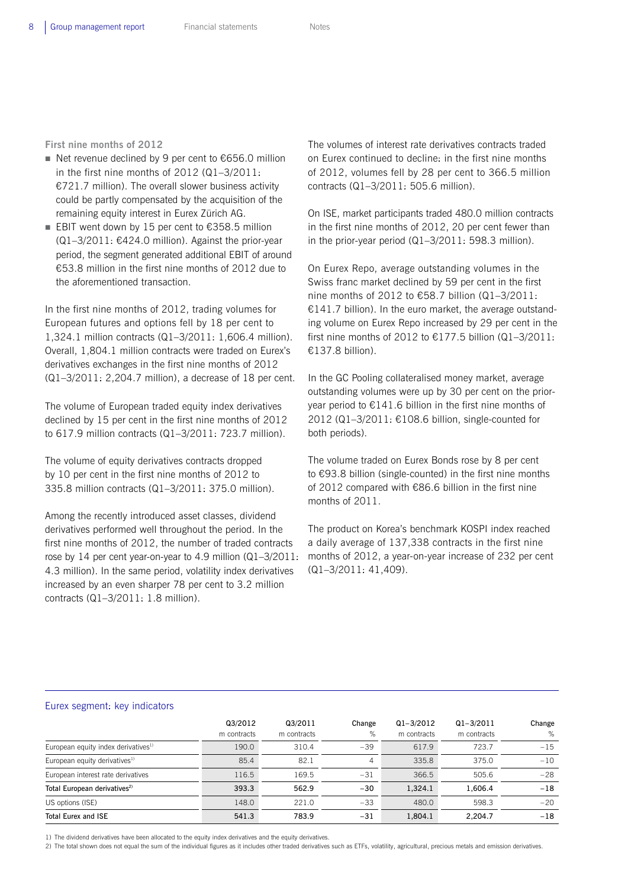**First nine months of 2012**

- Net revenue declined by 9 per cent to €656.0 million in the first nine months of 2012 (Q1–3/2011: €721.7 million). The overall slower business activity could be partly compensated by the acquisition of the remaining equity interest in Eurex Zürich AG.
- EBIT went down by 15 per cent to €358.5 million (Q1–3/2011: €424.0 million). Against the prior-year period, the segment generated additional EBIT of around €53.8 million in the first nine months of 2012 due to the aforementioned transaction.

In the first nine months of 2012, trading volumes for European futures and options fell by 18 per cent to 1,324.1 million contracts (Q1–3/2011: 1,606.4 million). Overall, 1,804.1 million contracts were traded on Eurex's derivatives exchanges in the first nine months of 2012 (Q1–3/2011: 2,204.7 million), a decrease of 18 per cent.

The volume of European traded equity index derivatives declined by 15 per cent in the first nine months of 2012 to 617.9 million contracts (Q1–3/2011: 723.7 million).

The volume of equity derivatives contracts dropped by 10 per cent in the first nine months of 2012 to 335.8 million contracts (Q1–3/2011: 375.0 million).

Among the recently introduced asset classes, dividend derivatives performed well throughout the period. In the first nine months of 2012, the number of traded contracts rose by 14 per cent year-on-year to 4.9 million (Q1–3/2011: 4.3 million). In the same period, volatility index derivatives increased by an even sharper 78 per cent to 3.2 million contracts (Q1–3/2011: 1.8 million).

The volumes of interest rate derivatives contracts traded on Eurex continued to decline: in the first nine months of 2012, volumes fell by 28 per cent to 366.5 million contracts (Q1–3/2011: 505.6 million).

On ISE, market participants traded 480.0 million contracts in the first nine months of 2012, 20 per cent fewer than in the prior-year period (Q1–3/2011: 598.3 million).

On Eurex Repo, average outstanding volumes in the Swiss franc market declined by 59 per cent in the first nine months of 2012 to €58.7 billion (Q1–3/2011: €141.7 billion). In the euro market, the average outstanding volume on Eurex Repo increased by 29 per cent in the first nine months of 2012 to €177.5 billion (Q1–3/2011: €137.8 billion).

In the GC Pooling collateralised money market, average outstanding volumes were up by 30 per cent on the prior-year period to €141.6 billion in the first nine months of 2012 (Q1–3/2011: €108.6 billion, single-counted for both periods).

The volume traded on Eurex Bonds rose by 8 per cent to €93.8 billion (single-counted) in the first nine months of 2012 compared with €86.6 billion in the first nine months of 2011.

The product on Korea's benchmark KOSPI index reached a daily average of 137,338 contracts in the first nine months of 2012, a year-on-year increase of 232 per cent (Q1–3/2011: 41,409).

**Eurex segment: key indicators**

| | Q3/2012 m contracts | Q3/2011 m contracts | Change % | Q1–3/2012 m contracts | Q1–3/2011 m contracts | Change % |
|---|---|---|---|---|---|---|
| European equity index derivatives[1] | 190.0 | 310.4 | –39 | 617.9 | 723.7 | –15 |
| European equity derivatives[1] | 85.4 | 82.1 | 4 | 335.8 | 375.0 | –10 |
| European interest rate derivatives | 116.5 | 169.5 | –31 | 366.5 | 505.6 | –28 |
| **Total European derivatives[2]** | **393.3** | **562.9** | **–30** | **1,324.1** | **1,606.4** | **–18** |
| US options (ISE) | 148.0 | 221.0 | –33 | 480.0 | 598.3 | –20 |
| **Total Eurex and ISE** | **541.3** | **783.9** | **–31** | **1,804.1** | **2,204.7** | **–18** |

1) The dividend derivatives have been allocated to the equity index derivatives and the equity derivatives.
2) The total shown does not equal the sum of the individual figures as it includes other traded derivatives such as ETFs, volatility, agricultural, precious metals and emission derivatives.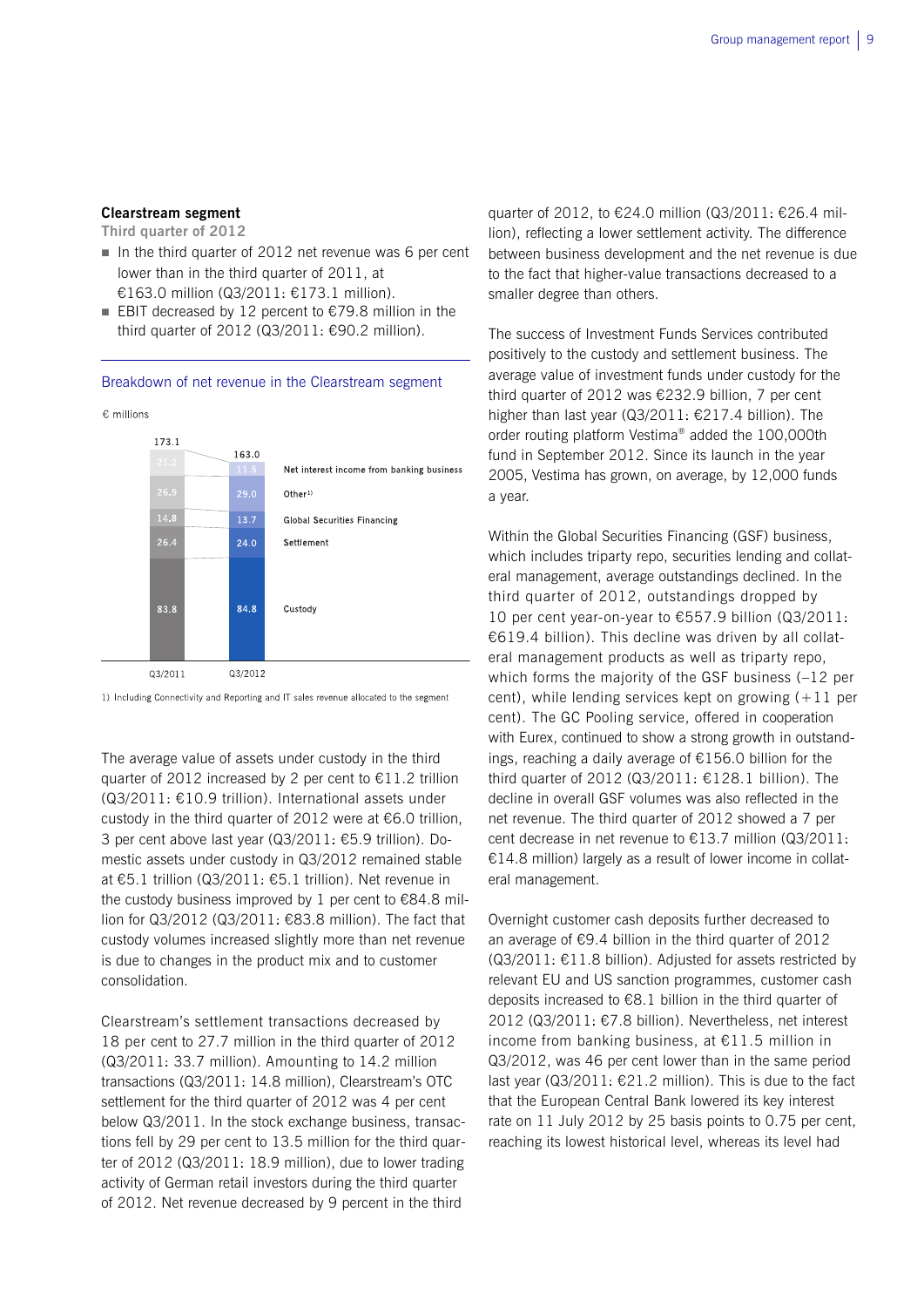### Clearstream segment

**Third quarter of 2012**

- In the third quarter of 2012 net revenue was 6 per cent lower than in the third quarter of 2011, at €163.0 million (Q3/2011: €173.1 million).
- EBIT decreased by 12 percent to €79.8 million in the third quarter of 2012 (Q3/2011: €90.2 million).

Breakdown of net revenue in the Clearstream segment

€ millions

| | Q3/2011 | Q3/2012 |
|---|---|---|
| Net interest income from banking business | 21.2 | 11.5 |
| Other[1] | 26.9 | 29.0 |
| Global Securities Financing | 14.8 | 13.7 |
| Settlement | 26.4 | 24.0 |
| Custody | 83.8 | 84.8 |
| Total | 173.1 | 163.0 |

1) Including Connectivity and Reporting and IT sales revenue allocated to the segment

The average value of assets under custody in the third quarter of 2012 increased by 2 per cent to €11.2 trillion (Q3/2011: €10.9 trillion). International assets under custody in the third quarter of 2012 were at €6.0 trillion, 3 per cent above last year (Q3/2011: €5.9 trillion). Domestic assets under custody in Q3/2012 remained stable at €5.1 trillion (Q3/2011: €5.1 trillion). Net revenue in the custody business improved by 1 per cent to €84.8 million for Q3/2012 (Q3/2011: €83.8 million). The fact that custody volumes increased slightly more than net revenue is due to changes in the product mix and to customer consolidation.

Clearstream's settlement transactions decreased by 18 per cent to 27.7 million in the third quarter of 2012 (Q3/2011: 33.7 million). Amounting to 14.2 million transactions (Q3/2011: 14.8 million), Clearstream's OTC settlement for the third quarter of 2012 was 4 per cent below Q3/2011. In the stock exchange business, transactions fell by 29 per cent to 13.5 million for the third quarter of 2012 (Q3/2011: 18.9 million), due to lower trading activity of German retail investors during the third quarter of 2012. Net revenue decreased by 9 percent in the third quarter of 2012, to €24.0 million (Q3/2011: €26.4 million), reflecting a lower settlement activity. The difference between business development and the net revenue is due to the fact that higher-value transactions decreased to a smaller degree than others.

The success of Investment Funds Services contributed positively to the custody and settlement business. The average value of investment funds under custody for the third quarter of 2012 was €232.9 billion, 7 per cent higher than last year (Q3/2011: €217.4 billion). The order routing platform Vestima® added the 100,000th fund in September 2012. Since its launch in the year 2005, Vestima has grown, on average, by 12,000 funds a year.

Within the Global Securities Financing (GSF) business, which includes triparty repo, securities lending and collateral management, average outstandings declined. In the third quarter of 2012, outstandings dropped by 10 per cent year-on-year to €557.9 billion (Q3/2011: €619.4 billion). This decline was driven by all collateral management products as well as triparty repo, which forms the majority of the GSF business (–12 per cent), while lending services kept on growing (+11 per cent). The GC Pooling service, offered in cooperation with Eurex, continued to show a strong growth in outstandings, reaching a daily average of €156.0 billion for the third quarter of 2012 (Q3/2011: €128.1 billion). The decline in overall GSF volumes was also reflected in the net revenue. The third quarter of 2012 showed a 7 per cent decrease in net revenue to €13.7 million (Q3/2011: €14.8 million) largely as a result of lower income in collateral management.

Overnight customer cash deposits further decreased to an average of €9.4 billion in the third quarter of 2012 (Q3/2011: €11.8 billion). Adjusted for assets restricted by relevant EU and US sanction programmes, customer cash deposits increased to €8.1 billion in the third quarter of 2012 (Q3/2011: €7.8 billion). Nevertheless, net interest income from banking business, at €11.5 million in Q3/2012, was 46 per cent lower than in the same period last year (Q3/2011: €21.2 million). This is due to the fact that the European Central Bank lowered its key interest rate on 11 July 2012 by 25 basis points to 0.75 per cent, reaching its lowest historical level, whereas its level had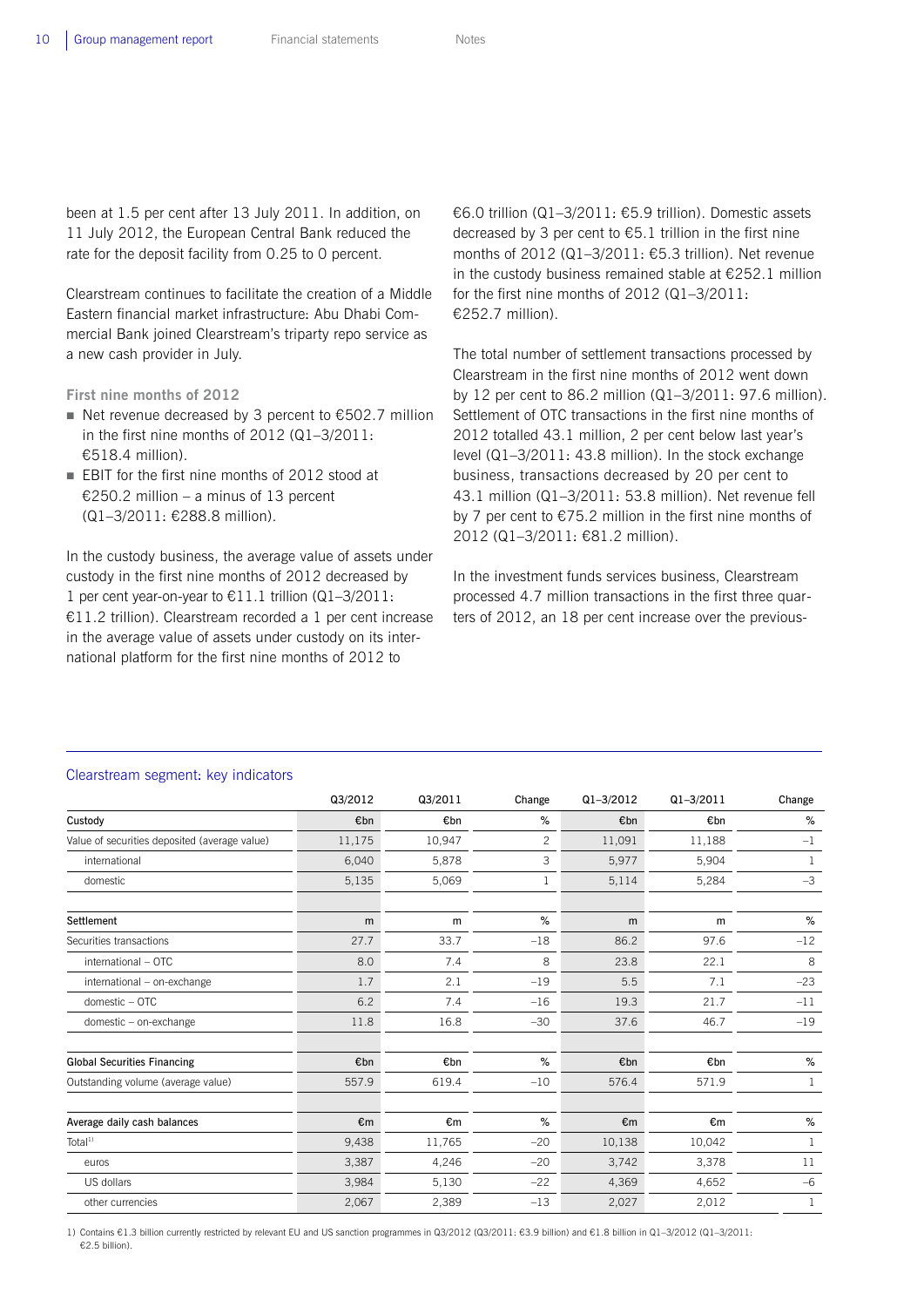been at 1.5 per cent after 13 July 2011. In addition, on 11 July 2012, the European Central Bank reduced the rate for the deposit facility from 0.25 to 0 percent.

Clearstream continues to facilitate the creation of a Middle Eastern financial market infrastructure: Abu Dhabi Commercial Bank joined Clearstream's triparty repo service as a new cash provider in July.

**First nine months of 2012**

- Net revenue decreased by 3 percent to €502.7 million in the first nine months of 2012 (Q1–3/2011: €518.4 million).
- EBIT for the first nine months of 2012 stood at €250.2 million – a minus of 13 percent (Q1–3/2011: €288.8 million).

In the custody business, the average value of assets under custody in the first nine months of 2012 decreased by 1 per cent year-on-year to €11.1 trillion (Q1–3/2011: €11.2 trillion). Clearstream recorded a 1 per cent increase in the average value of assets under custody on its international platform for the first nine months of 2012 to €6.0 trillion (Q1–3/2011: €5.9 trillion). Domestic assets decreased by 3 per cent to €5.1 trillion in the first nine months of 2012 (Q1–3/2011: €5.3 trillion). Net revenue in the custody business remained stable at €252.1 million for the first nine months of 2012 (Q1–3/2011: €252.7 million).

The total number of settlement transactions processed by Clearstream in the first nine months of 2012 went down by 12 per cent to 86.2 million (Q1–3/2011: 97.6 million). Settlement of OTC transactions in the first nine months of 2012 totalled 43.1 million, 2 per cent below last year's level (Q1–3/2011: 43.8 million). In the stock exchange business, transactions decreased by 20 per cent to 43.1 million (Q1–3/2011: 53.8 million). Net revenue fell by 7 per cent to €75.2 million in the first nine months of 2012 (Q1–3/2011: €81.2 million).

In the investment funds services business, Clearstream processed 4.7 million transactions in the first three quarters of 2012, an 18 per cent increase over the previous-

**Clearstream segment: key indicators**

| | Q3/2012 | Q3/2011 | Change | Q1–3/2012 | Q1–3/2011 | Change |
|---|---|---|---|---|---|---|
| **Custody** | €bn | €bn | % | €bn | €bn | % |
| Value of securities deposited (average value) | 11,175 | 10,947 | 2 | 11,091 | 11,188 | –1 |
| international | 6,040 | 5,878 | 3 | 5,977 | 5,904 | 1 |
| domestic | 5,135 | 5,069 | 1 | 5,114 | 5,284 | –3 |
| **Settlement** | m | m | % | m | m | % |
| Securities transactions | 27.7 | 33.7 | –18 | 86.2 | 97.6 | –12 |
| international – OTC | 8.0 | 7.4 | 8 | 23.8 | 22.1 | 8 |
| international – on-exchange | 1.7 | 2.1 | –19 | 5.5 | 7.1 | –23 |
| domestic – OTC | 6.2 | 7.4 | –16 | 19.3 | 21.7 | –11 |
| domestic – on-exchange | 11.8 | 16.8 | –30 | 37.6 | 46.7 | –19 |
| **Global Securities Financing** | €bn | €bn | % | €bn | €bn | % |
| Outstanding volume (average value) | 557.9 | 619.4 | –10 | 576.4 | 571.9 | 1 |
| **Average daily cash balances** | €m | €m | % | €m | €m | % |
| Total[1] | 9,438 | 11,765 | –20 | 10,138 | 10,042 | 1 |
| euros | 3,387 | 4,246 | –20 | 3,742 | 3,378 | 11 |
| US dollars | 3,984 | 5,130 | –22 | 4,369 | 4,652 | –6 |
| other currencies | 2,067 | 2,389 | –13 | 2,027 | 2,012 | 1 |

1) Contains €1.3 billion currently restricted by relevant EU and US sanction programmes in Q3/2012 (Q3/2011: €3.9 billion) and €1.8 billion in Q1–3/2012 (Q1–3/2011: €2.5 billion).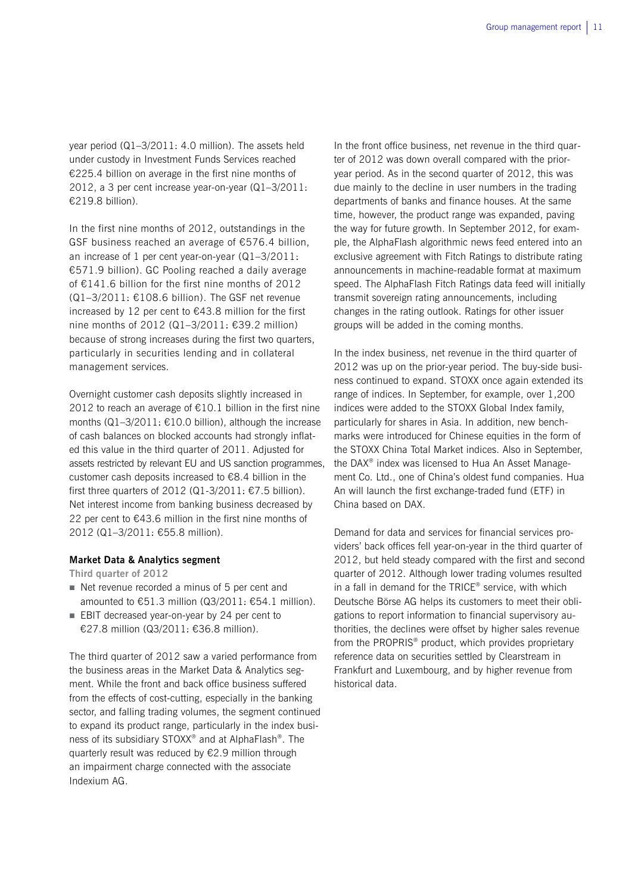year period (Q1–3/2011: 4.0 million). The assets held under custody in Investment Funds Services reached €225.4 billion on average in the first nine months of 2012, a 3 per cent increase year-on-year (Q1–3/2011: €219.8 billion).

In the first nine months of 2012, outstandings in the GSF business reached an average of €576.4 billion, an increase of 1 per cent year-on-year (Q1–3/2011: €571.9 billion). GC Pooling reached a daily average of €141.6 billion for the first nine months of 2012 (Q1–3/2011: €108.6 billion). The GSF net revenue increased by 12 per cent to €43.8 million for the first nine months of 2012 (Q1–3/2011: €39.2 million) because of strong increases during the first two quarters, particularly in securities lending and in collateral management services.

Overnight customer cash deposits slightly increased in 2012 to reach an average of €10.1 billion in the first nine months (Q1–3/2011: €10.0 billion), although the increase of cash balances on blocked accounts had strongly inflated this value in the third quarter of 2011. Adjusted for assets restricted by relevant EU and US sanction programmes, customer cash deposits increased to €8.4 billion in the first three quarters of 2012 (Q1-3/2011: €7.5 billion). Net interest income from banking business decreased by 22 per cent to €43.6 million in the first nine months of 2012 (Q1–3/2011: €55.8 million).

**Market Data & Analytics segment**

**Third quarter of 2012**

- Net revenue recorded a minus of 5 per cent and amounted to €51.3 million (Q3/2011: €54.1 million).
- EBIT decreased year-on-year by 24 per cent to €27.8 million (Q3/2011: €36.8 million).

The third quarter of 2012 saw a varied performance from the business areas in the Market Data & Analytics segment. While the front and back office business suffered from the effects of cost-cutting, especially in the banking sector, and falling trading volumes, the segment continued to expand its product range, particularly in the index business of its subsidiary STOXX® and at AlphaFlash®. The quarterly result was reduced by €2.9 million through an impairment charge connected with the associate Indexium AG.

In the front office business, net revenue in the third quarter of 2012 was down overall compared with the prior-year period. As in the second quarter of 2012, this was due mainly to the decline in user numbers in the trading departments of banks and finance houses. At the same time, however, the product range was expanded, paving the way for future growth. In September 2012, for example, the AlphaFlash algorithmic news feed entered into an exclusive agreement with Fitch Ratings to distribute rating announcements in machine-readable format at maximum speed. The AlphaFlash Fitch Ratings data feed will initially transmit sovereign rating announcements, including changes in the rating outlook. Ratings for other issuer groups will be added in the coming months.

In the index business, net revenue in the third quarter of 2012 was up on the prior-year period. The buy-side business continued to expand. STOXX once again extended its range of indices. In September, for example, over 1,200 indices were added to the STOXX Global Index family, particularly for shares in Asia. In addition, new benchmarks were introduced for Chinese equities in the form of the STOXX China Total Market indices. Also in September, the DAX® index was licensed to Hua An Asset Management Co. Ltd., one of China's oldest fund companies. Hua An will launch the first exchange-traded fund (ETF) in China based on DAX.

Demand for data and services for financial services providers' back offices fell year-on-year in the third quarter of 2012, but held steady compared with the first and second quarter of 2012. Although lower trading volumes resulted in a fall in demand for the TRICE® service, with which Deutsche Börse AG helps its customers to meet their obligations to report information to financial supervisory authorities, the declines were offset by higher sales revenue from the PROPRIS® product, which provides proprietary reference data on securities settled by Clearstream in Frankfurt and Luxembourg, and by higher revenue from historical data.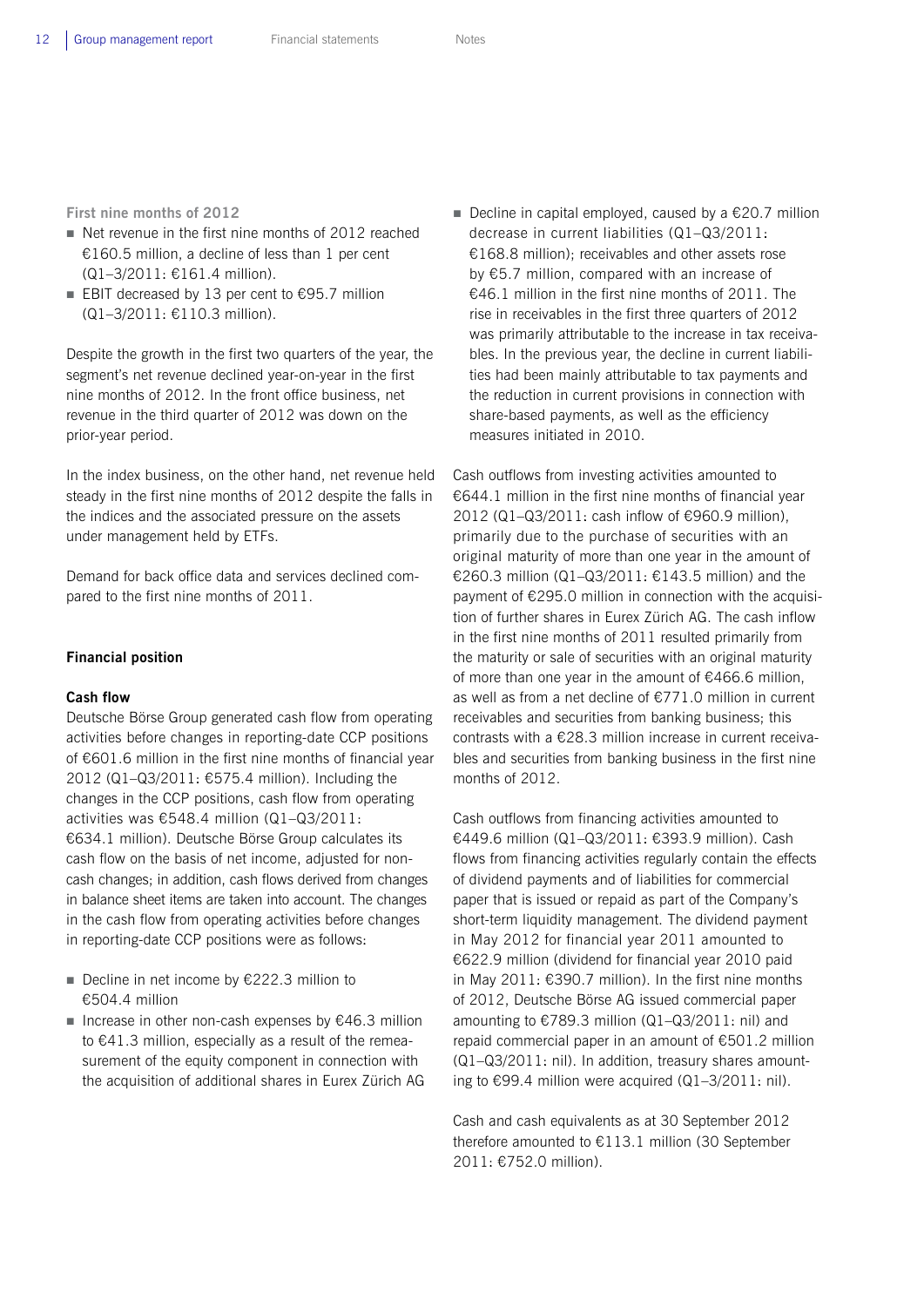First nine months of 2012

- Net revenue in the first nine months of 2012 reached €160.5 million, a decline of less than 1 per cent (Q1–3/2011: €161.4 million).
- EBIT decreased by 13 per cent to €95.7 million (Q1–3/2011: €110.3 million).

Despite the growth in the first two quarters of the year, the segment's net revenue declined year-on-year in the first nine months of 2012. In the front office business, net revenue in the third quarter of 2012 was down on the prior-year period.

In the index business, on the other hand, net revenue held steady in the first nine months of 2012 despite the falls in the indices and the associated pressure on the assets under management held by ETFs.

Demand for back office data and services declined compared to the first nine months of 2011.

## Financial position

### Cash flow

Deutsche Börse Group generated cash flow from operating activities before changes in reporting-date CCP positions of €601.6 million in the first nine months of financial year 2012 (Q1–Q3/2011: €575.4 million). Including the changes in the CCP positions, cash flow from operating activities was €548.4 million (Q1–Q3/2011: €634.1 million). Deutsche Börse Group calculates its cash flow on the basis of net income, adjusted for non-cash changes; in addition, cash flows derived from changes in balance sheet items are taken into account. The changes in the cash flow from operating activities before changes in reporting-date CCP positions were as follows:

- Decline in net income by €222.3 million to €504.4 million
- Increase in other non-cash expenses by €46.3 million to €41.3 million, especially as a result of the remeasurement of the equity component in connection with the acquisition of additional shares in Eurex Zürich AG
- Decline in capital employed, caused by a €20.7 million decrease in current liabilities (Q1–Q3/2011: €168.8 million); receivables and other assets rose by €5.7 million, compared with an increase of €46.1 million in the first nine months of 2011. The rise in receivables in the first three quarters of 2012 was primarily attributable to the increase in tax receivables. In the previous year, the decline in current liabilities had been mainly attributable to tax payments and the reduction in current provisions in connection with share-based payments, as well as the efficiency measures initiated in 2010.

Cash outflows from investing activities amounted to €644.1 million in the first nine months of financial year 2012 (Q1–Q3/2011: cash inflow of €960.9 million), primarily due to the purchase of securities with an original maturity of more than one year in the amount of €260.3 million (Q1–Q3/2011: €143.5 million) and the payment of €295.0 million in connection with the acquisition of further shares in Eurex Zürich AG. The cash inflow in the first nine months of 2011 resulted primarily from the maturity or sale of securities with an original maturity of more than one year in the amount of €466.6 million, as well as from a net decline of €771.0 million in current receivables and securities from banking business; this contrasts with a €28.3 million increase in current receivables and securities from banking business in the first nine months of 2012.

Cash outflows from financing activities amounted to €449.6 million (Q1–Q3/2011: €393.9 million). Cash flows from financing activities regularly contain the effects of dividend payments and of liabilities for commercial paper that is issued or repaid as part of the Company's short-term liquidity management. The dividend payment in May 2012 for financial year 2011 amounted to €622.9 million (dividend for financial year 2010 paid in May 2011: €390.7 million). In the first nine months of 2012, Deutsche Börse AG issued commercial paper amounting to €789.3 million (Q1–Q3/2011: nil) and repaid commercial paper in an amount of €501.2 million (Q1–Q3/2011: nil). In addition, treasury shares amounting to €99.4 million were acquired (Q1–3/2011: nil).

Cash and cash equivalents as at 30 September 2012 therefore amounted to €113.1 million (30 September 2011: €752.0 million).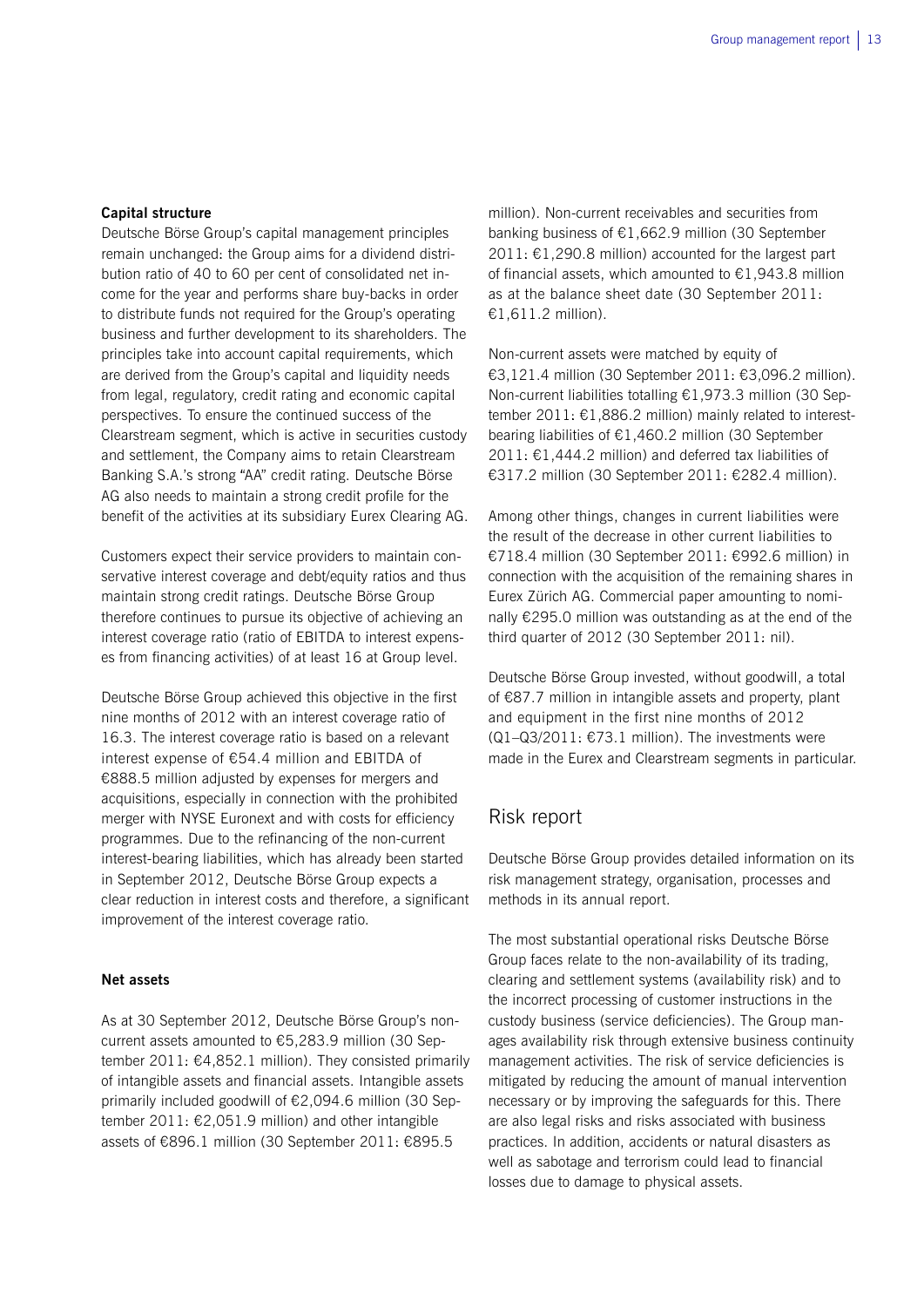**Capital structure**

Deutsche Börse Group's capital management principles remain unchanged: the Group aims for a dividend distribution ratio of 40 to 60 per cent of consolidated net income for the year and performs share buy-backs in order to distribute funds not required for the Group's operating business and further development to its shareholders. The principles take into account capital requirements, which are derived from the Group's capital and liquidity needs from legal, regulatory, credit rating and economic capital perspectives. To ensure the continued success of the Clearstream segment, which is active in securities custody and settlement, the Company aims to retain Clearstream Banking S.A.'s strong "AA" credit rating. Deutsche Börse AG also needs to maintain a strong credit profile for the benefit of the activities at its subsidiary Eurex Clearing AG.

Customers expect their service providers to maintain conservative interest coverage and debt/equity ratios and thus maintain strong credit ratings. Deutsche Börse Group therefore continues to pursue its objective of achieving an interest coverage ratio (ratio of EBITDA to interest expenses from financing activities) of at least 16 at Group level.

Deutsche Börse Group achieved this objective in the first nine months of 2012 with an interest coverage ratio of 16.3. The interest coverage ratio is based on a relevant interest expense of €54.4 million and EBITDA of €888.5 million adjusted by expenses for mergers and acquisitions, especially in connection with the prohibited merger with NYSE Euronext and with costs for efficiency programmes. Due to the refinancing of the non-current interest-bearing liabilities, which has already been started in September 2012, Deutsche Börse Group expects a clear reduction in interest costs and therefore, a significant improvement of the interest coverage ratio.

**Net assets**

As at 30 September 2012, Deutsche Börse Group's non-current assets amounted to €5,283.9 million (30 September 2011: €4,852.1 million). They consisted primarily of intangible assets and financial assets. Intangible assets primarily included goodwill of €2,094.6 million (30 September 2011: €2,051.9 million) and other intangible assets of €896.1 million (30 September 2011: €895.5 million). Non-current receivables and securities from banking business of €1,662.9 million (30 September 2011: €1,290.8 million) accounted for the largest part of financial assets, which amounted to €1,943.8 million as at the balance sheet date (30 September 2011: €1,611.2 million).

Non-current assets were matched by equity of €3,121.4 million (30 September 2011: €3,096.2 million). Non-current liabilities totalling €1,973.3 million (30 September 2011: €1,886.2 million) mainly related to interest-bearing liabilities of €1,460.2 million (30 September 2011: €1,444.2 million) and deferred tax liabilities of €317.2 million (30 September 2011: €282.4 million).

Among other things, changes in current liabilities were the result of the decrease in other current liabilities to €718.4 million (30 September 2011: €992.6 million) in connection with the acquisition of the remaining shares in Eurex Zürich AG. Commercial paper amounting to nominally €295.0 million was outstanding as at the end of the third quarter of 2012 (30 September 2011: nil).

Deutsche Börse Group invested, without goodwill, a total of €87.7 million in intangible assets and property, plant and equipment in the first nine months of 2012 (Q1–Q3/2011: €73.1 million). The investments were made in the Eurex and Clearstream segments in particular.

## Risk report

Deutsche Börse Group provides detailed information on its risk management strategy, organisation, processes and methods in its annual report.

The most substantial operational risks Deutsche Börse Group faces relate to the non-availability of its trading, clearing and settlement systems (availability risk) and to the incorrect processing of customer instructions in the custody business (service deficiencies). The Group manages availability risk through extensive business continuity management activities. The risk of service deficiencies is mitigated by reducing the amount of manual intervention necessary or by improving the safeguards for this. There are also legal risks and risks associated with business practices. In addition, accidents or natural disasters as well as sabotage and terrorism could lead to financial losses due to damage to physical assets.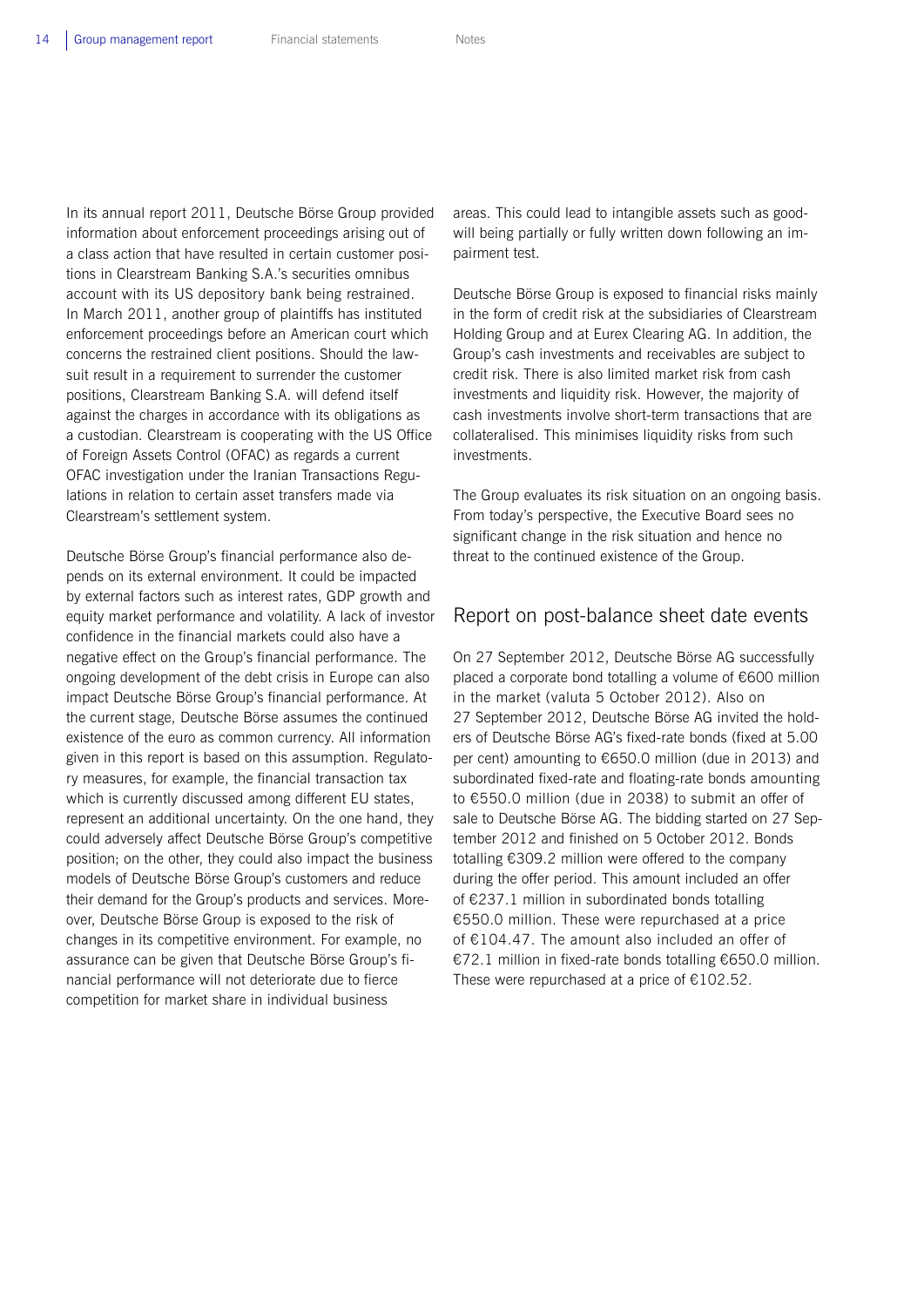In its annual report 2011, Deutsche Börse Group provided information about enforcement proceedings arising out of a class action that have resulted in certain customer positions in Clearstream Banking S.A.'s securities omnibus account with its US depository bank being restrained. In March 2011, another group of plaintiffs has instituted enforcement proceedings before an American court which concerns the restrained client positions. Should the lawsuit result in a requirement to surrender the customer positions, Clearstream Banking S.A. will defend itself against the charges in accordance with its obligations as a custodian. Clearstream is cooperating with the US Office of Foreign Assets Control (OFAC) as regards a current OFAC investigation under the Iranian Transactions Regulations in relation to certain asset transfers made via Clearstream's settlement system.

Deutsche Börse Group's financial performance also depends on its external environment. It could be impacted by external factors such as interest rates, GDP growth and equity market performance and volatility. A lack of investor confidence in the financial markets could also have a negative effect on the Group's financial performance. The ongoing development of the debt crisis in Europe can also impact Deutsche Börse Group's financial performance. At the current stage, Deutsche Börse assumes the continued existence of the euro as common currency. All information given in this report is based on this assumption. Regulatory measures, for example, the financial transaction tax which is currently discussed among different EU states, represent an additional uncertainty. On the one hand, they could adversely affect Deutsche Börse Group's competitive position; on the other, they could also impact the business models of Deutsche Börse Group's customers and reduce their demand for the Group's products and services. Moreover, Deutsche Börse Group is exposed to the risk of changes in its competitive environment. For example, no assurance can be given that Deutsche Börse Group's financial performance will not deteriorate due to fierce competition for market share in individual business areas. This could lead to intangible assets such as goodwill being partially or fully written down following an impairment test.

Deutsche Börse Group is exposed to financial risks mainly in the form of credit risk at the subsidiaries of Clearstream Holding Group and at Eurex Clearing AG. In addition, the Group's cash investments and receivables are subject to credit risk. There is also limited market risk from cash investments and liquidity risk. However, the majority of cash investments involve short-term transactions that are collateralised. This minimises liquidity risks from such investments.

The Group evaluates its risk situation on an ongoing basis. From today's perspective, the Executive Board sees no significant change in the risk situation and hence no threat to the continued existence of the Group.

## Report on post-balance sheet date events

On 27 September 2012, Deutsche Börse AG successfully placed a corporate bond totalling a volume of €600 million in the market (valuta 5 October 2012). Also on 27 September 2012, Deutsche Börse AG invited the holders of Deutsche Börse AG's fixed-rate bonds (fixed at 5.00 per cent) amounting to €650.0 million (due in 2013) and subordinated fixed-rate and floating-rate bonds amounting to €550.0 million (due in 2038) to submit an offer of sale to Deutsche Börse AG. The bidding started on 27 September 2012 and finished on 5 October 2012. Bonds totalling €309.2 million were offered to the company during the offer period. This amount included an offer of €237.1 million in subordinated bonds totalling €550.0 million. These were repurchased at a price of €104.47. The amount also included an offer of €72.1 million in fixed-rate bonds totalling €650.0 million. These were repurchased at a price of €102.52.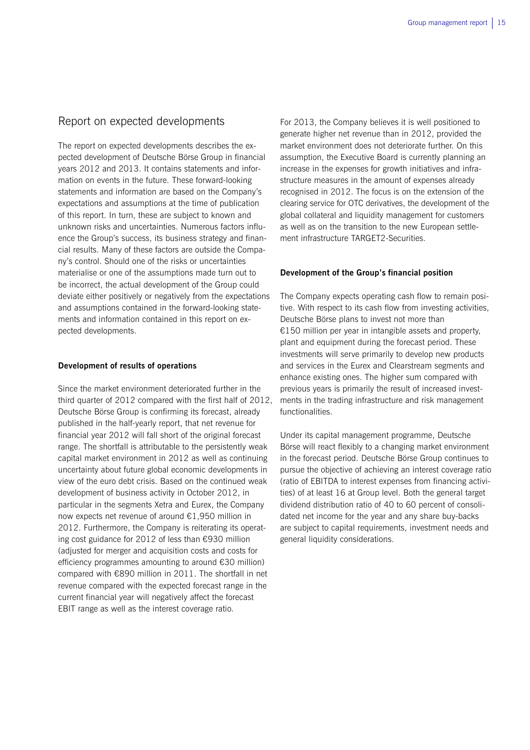## Report on expected developments

The report on expected developments describes the expected development of Deutsche Börse Group in financial years 2012 and 2013. It contains statements and information on events in the future. These forward-looking statements and information are based on the Company's expectations and assumptions at the time of publication of this report. In turn, these are subject to known and unknown risks and uncertainties. Numerous factors influence the Group's success, its business strategy and financial results. Many of these factors are outside the Company's control. Should one of the risks or uncertainties materialise or one of the assumptions made turn out to be incorrect, the actual development of the Group could deviate either positively or negatively from the expectations and assumptions contained in the forward-looking statements and information contained in this report on expected developments.

### Development of results of operations

Since the market environment deteriorated further in the third quarter of 2012 compared with the first half of 2012, Deutsche Börse Group is confirming its forecast, already published in the half-yearly report, that net revenue for financial year 2012 will fall short of the original forecast range. The shortfall is attributable to the persistently weak capital market environment in 2012 as well as continuing uncertainty about future global economic developments in view of the euro debt crisis. Based on the continued weak development of business activity in October 2012, in particular in the segments Xetra and Eurex, the Company now expects net revenue of around €1,950 million in 2012. Furthermore, the Company is reiterating its operating cost guidance for 2012 of less than €930 million (adjusted for merger and acquisition costs and costs for efficiency programmes amounting to around €30 million) compared with €890 million in 2011. The shortfall in net revenue compared with the expected forecast range in the current financial year will negatively affect the forecast EBIT range as well as the interest coverage ratio.

For 2013, the Company believes it is well positioned to generate higher net revenue than in 2012, provided the market environment does not deteriorate further. On this assumption, the Executive Board is currently planning an increase in the expenses for growth initiatives and infrastructure measures in the amount of expenses already recognised in 2012. The focus is on the extension of the clearing service for OTC derivatives, the development of the global collateral and liquidity management for customers as well as on the transition to the new European settlement infrastructure TARGET2-Securities.

### Development of the Group's financial position

The Company expects operating cash flow to remain positive. With respect to its cash flow from investing activities, Deutsche Börse plans to invest not more than €150 million per year in intangible assets and property, plant and equipment during the forecast period. These investments will serve primarily to develop new products and services in the Eurex and Clearstream segments and enhance existing ones. The higher sum compared with previous years is primarily the result of increased investments in the trading infrastructure and risk management functionalities.

Under its capital management programme, Deutsche Börse will react flexibly to a changing market environment in the forecast period. Deutsche Börse Group continues to pursue the objective of achieving an interest coverage ratio (ratio of EBITDA to interest expenses from financing activities) of at least 16 at Group level. Both the general target dividend distribution ratio of 40 to 60 percent of consolidated net income for the year and any share buy-backs are subject to capital requirements, investment needs and general liquidity considerations.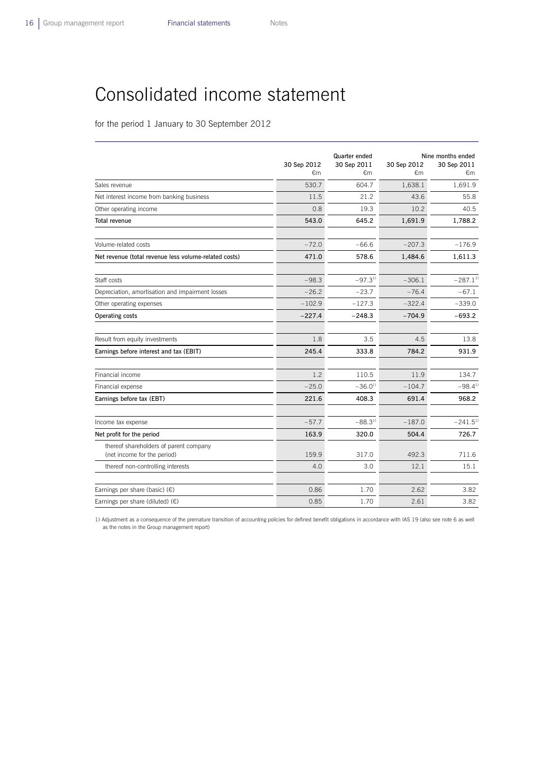# Consolidated income statement

for the period 1 January to 30 September 2012

| | Quarter ended | | Nine months ended | |
|---|---|---|---|---|
| | 30 Sep 2012<br>€m | 30 Sep 2011<br>€m | 30 Sep 2012<br>€m | 30 Sep 2011<br>€m |
| Sales revenue | 530.7 | 604.7 | 1,638.1 | 1,691.9 |
| Net interest income from banking business | 11.5 | 21.2 | 43.6 | 55.8 |
| Other operating income | 0.8 | 19.3 | 10.2 | 40.5 |
| **Total revenue** | **543.0** | **645.2** | **1,691.9** | **1,788.2** |
| | | | | |
| Volume-related costs | –72.0 | –66.6 | –207.3 | –176.9 |
| **Net revenue (total revenue less volume-related costs)** | **471.0** | **578.6** | **1,484.6** | **1,611.3** |
| | | | | |
| Staff costs | –98.3 | –97.3[1] | –306.1 | –287.1[1] |
| Depreciation, amortisation and impairment losses | –26.2 | –23.7 | –76.4 | –67.1 |
| Other operating expenses | –102.9 | –127.3 | –322.4 | –339.0 |
| **Operating costs** | **–227.4** | **–248.3** | **–704.9** | **–693.2** |
| | | | | |
| Result from equity investments | 1.8 | 3.5 | 4.5 | 13.8 |
| **Earnings before interest and tax (EBIT)** | **245.4** | **333.8** | **784.2** | **931.9** |
| | | | | |
| Financial income | 1.2 | 110.5 | 11.9 | 134.7 |
| Financial expense | –25.0 | –36.0[1] | –104.7 | –98.4[1] |
| **Earnings before tax (EBT)** | **221.6** | **408.3** | **691.4** | **968.2** |
| | | | | |
| Income tax expense | –57.7 | –88.3[1] | –187.0 | –241.5[1] |
| **Net profit for the period** | **163.9** | **320.0** | **504.4** | **726.7** |
| thereof shareholders of parent company (net income for the period) | 159.9 | 317.0 | 492.3 | 711.6 |
| thereof non-controlling interests | 4.0 | 3.0 | 12.1 | 15.1 |
| | | | | |
| Earnings per share (basic) (€) | 0.86 | 1.70 | 2.62 | 3.82 |
| Earnings per share (diluted) (€) | 0.85 | 1.70 | 2.61 | 3.82 |

1) Adjustment as a consequence of the premature transition of accounting policies for defined benefit obligations in accordance with IAS 19 (also see note 6 as well as the notes in the Group management report)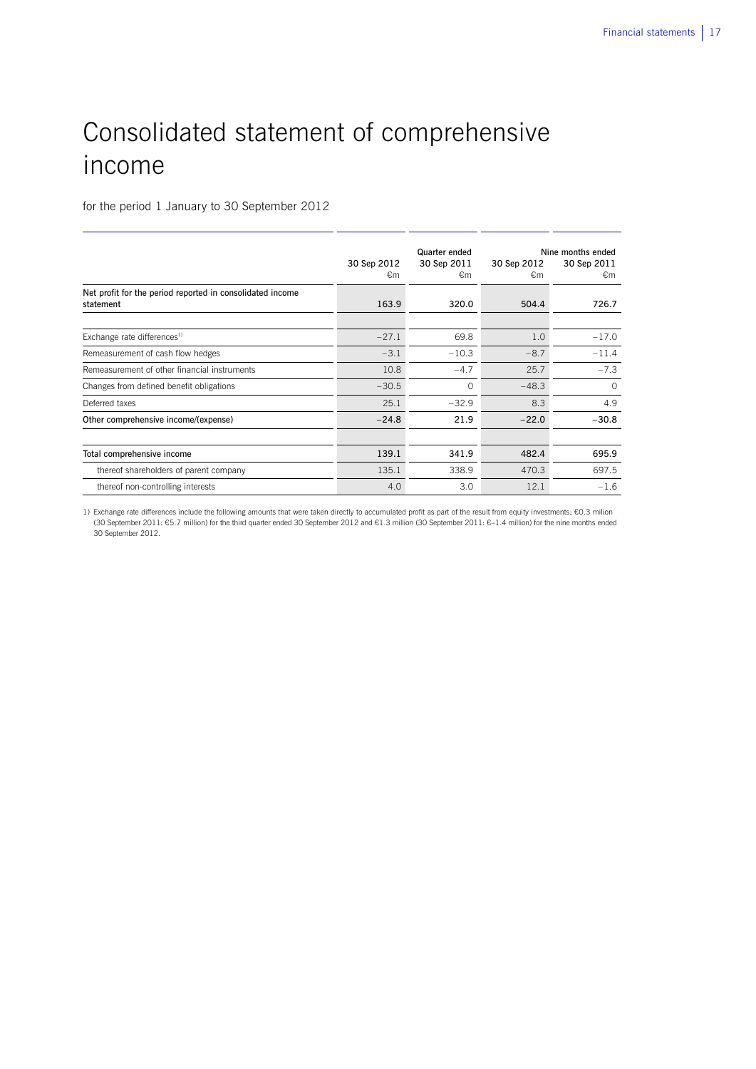# Consolidated statement of comprehensive income

for the period 1 January to 30 September 2012

| | Quarter ended | | Nine months ended | |
|---|---|---|---|---|
| | 30 Sep 2012 €m | 30 Sep 2011 €m | 30 Sep 2012 €m | 30 Sep 2011 €m |
| Net profit for the period reported in consolidated income statement | 163.9 | 320.0 | 504.4 | 726.7 |
| Exchange rate differences[1] | −27.1 | 69.8 | 1.0 | −17.0 |
| Remeasurement of cash flow hedges | −3.1 | −10.3 | −8.7 | −11.4 |
| Remeasurement of other financial instruments | 10.8 | −4.7 | 25.7 | −7.3 |
| Changes from defined benefit obligations | −30.5 | 0 | −48.3 | 0 |
| Deferred taxes | 25.1 | −32.9 | 8.3 | 4.9 |
| Other comprehensive income/(expense) | −24.8 | 21.9 | −22.0 | −30.8 |
| Total comprehensive income | 139.1 | 341.9 | 482.4 | 695.9 |
| thereof shareholders of parent company | 135.1 | 338.9 | 470.3 | 697.5 |
| thereof non-controlling interests | 4.0 | 3.0 | 12.1 | −1.6 |

1) Exchange rate differences include the following amounts that were taken directly to accumulated profit as part of the result from equity investments: €0.3 milion (30 September 2011: €5.7 million) for the third quarter ended 30 September 2012 and €1.3 million (30 September 2011: €–1.4 million) for the nine months ended 30 September 2012.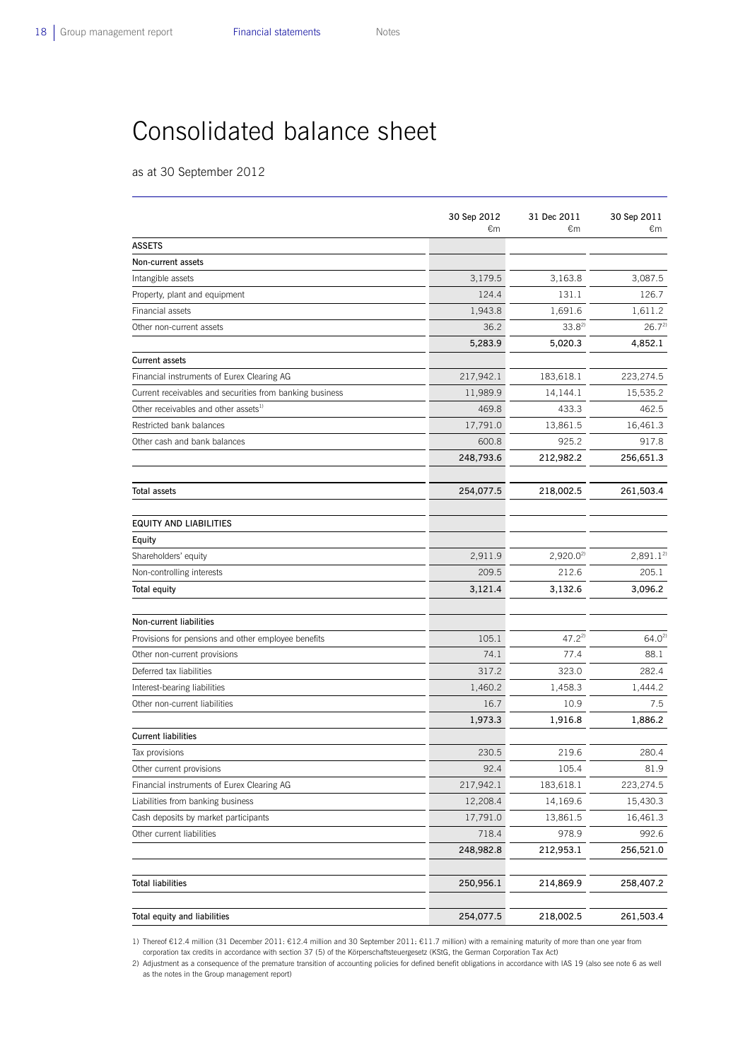# Consolidated balance sheet

as at 30 September 2012

| | 30 Sep 2012 €m | 31 Dec 2011 €m | 30 Sep 2011 €m |
|---|---|---|---|
| **ASSETS** | | | |
| **Non-current assets** | | | |
| Intangible assets | 3,179.5 | 3,163.8 | 3,087.5 |
| Property, plant and equipment | 124.4 | 131.1 | 126.7 |
| Financial assets | 1,943.8 | 1,691.6 | 1,611.2 |
| Other non-current assets | 36.2 | 33.8[2] | 26.7[2] |
| | **5,283.9** | **5,020.3** | **4,852.1** |
| **Current assets** | | | |
| Financial instruments of Eurex Clearing AG | 217,942.1 | 183,618.1 | 223,274.5 |
| Current receivables and securities from banking business | 11,989.9 | 14,144.1 | 15,535.2 |
| Other receivables and other assets[1] | 469.8 | 433.3 | 462.5 |
| Restricted bank balances | 17,791.0 | 13,861.5 | 16,461.3 |
| Other cash and bank balances | 600.8 | 925.2 | 917.8 |
| | **248,793.6** | **212,982.2** | **256,651.3** |
| **Total assets** | **254,077.5** | **218,002.5** | **261,503.4** |
| **EQUITY AND LIABILITIES** | | | |
| **Equity** | | | |
| Shareholders' equity | 2,911.9 | 2,920.0[2] | 2,891.1[2] |
| Non-controlling interests | 209.5 | 212.6 | 205.1 |
| **Total equity** | **3,121.4** | **3,132.6** | **3,096.2** |
| **Non-current liabilities** | | | |
| Provisions for pensions and other employee benefits | 105.1 | 47.2[2] | 64.0[2] |
| Other non-current provisions | 74.1 | 77.4 | 88.1 |
| Deferred tax liabilities | 317.2 | 323.0 | 282.4 |
| Interest-bearing liabilities | 1,460.2 | 1,458.3 | 1,444.2 |
| Other non-current liabilities | 16.7 | 10.9 | 7.5 |
| | **1,973.3** | **1,916.8** | **1,886.2** |
| **Current liabilities** | | | |
| Tax provisions | 230.5 | 219.6 | 280.4 |
| Other current provisions | 92.4 | 105.4 | 81.9 |
| Financial instruments of Eurex Clearing AG | 217,942.1 | 183,618.1 | 223,274.5 |
| Liabilities from banking business | 12,208.4 | 14,169.6 | 15,430.3 |
| Cash deposits by market participants | 17,791.0 | 13,861.5 | 16,461.3 |
| Other current liabilities | 718.4 | 978.9 | 992.6 |
| | **248,982.8** | **212,953.1** | **256,521.0** |
| **Total liabilities** | **250,956.1** | **214,869.9** | **258,407.2** |
| **Total equity and liabilities** | **254,077.5** | **218,002.5** | **261,503.4** |

1) Thereof €12.4 million (31 December 2011: €12.4 million and 30 September 2011: €11.7 million) with a remaining maturity of more than one year from corporation tax credits in accordance with section 37 (5) of the Körperschaftsteuergesetz (KStG, the German Corporation Tax Act)

2) Adjustment as a consequence of the premature transition of accounting policies for defined benefit obligations in accordance with IAS 19 (also see note 6 as well as the notes in the Group management report)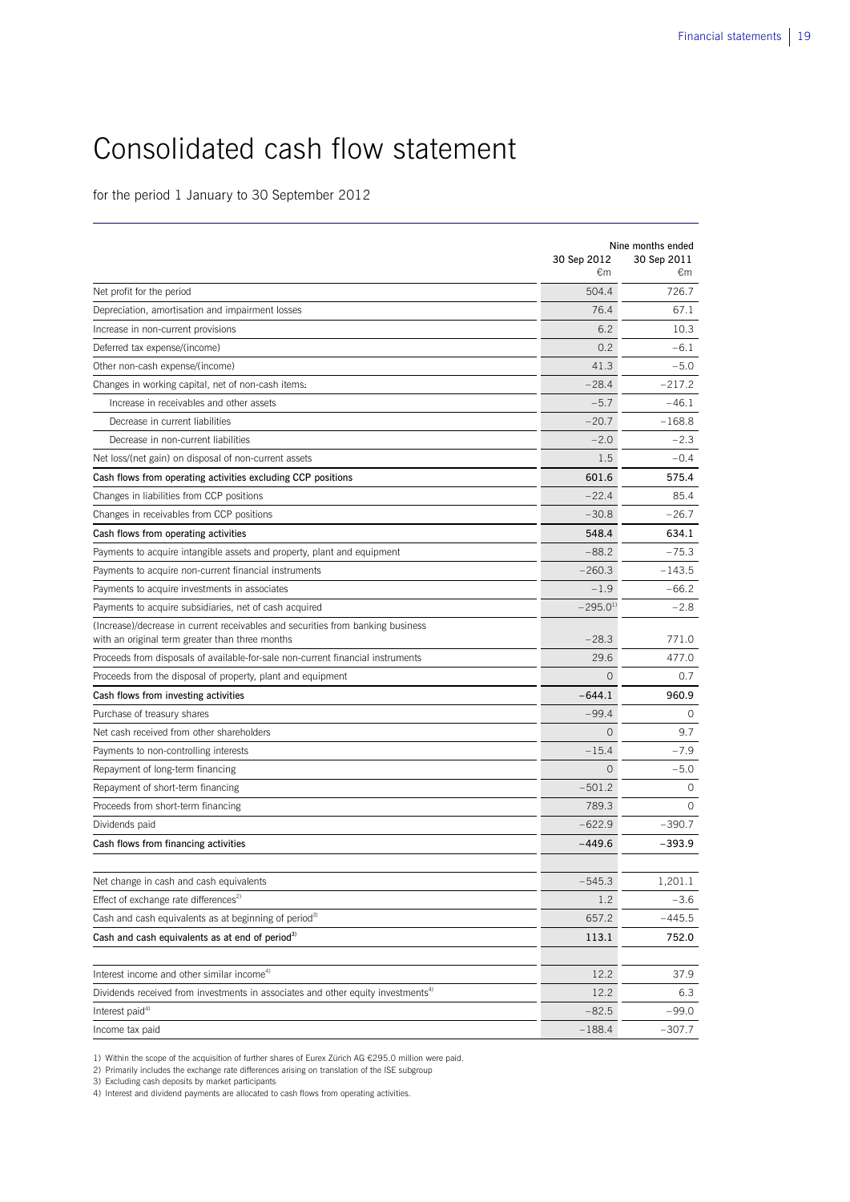# Consolidated cash flow statement

for the period 1 January to 30 September 2012

| | Nine months ended 30 Sep 2012 €m | 30 Sep 2011 €m |
|---|---|---|
| Net profit for the period | 504.4 | 726.7 |
| Depreciation, amortisation and impairment losses | 76.4 | 67.1 |
| Increase in non-current provisions | 6.2 | 10.3 |
| Deferred tax expense/(income) | 0.2 | –6.1 |
| Other non-cash expense/(income) | 41.3 | –5.0 |
| Changes in working capital, net of non-cash items: | –28.4 | –217.2 |
| Increase in receivables and other assets | –5.7 | –46.1 |
| Decrease in current liabilities | –20.7 | –168.8 |
| Decrease in non-current liabilities | –2.0 | –2.3 |
| Net loss/(net gain) on disposal of non-current assets | 1.5 | –0.4 |
| **Cash flows from operating activities excluding CCP positions** | **601.6** | **575.4** |
| Changes in liabilities from CCP positions | –22.4 | 85.4 |
| Changes in receivables from CCP positions | –30.8 | –26.7 |
| **Cash flows from operating activities** | **548.4** | **634.1** |
| Payments to acquire intangible assets and property, plant and equipment | –88.2 | –75.3 |
| Payments to acquire non-current financial instruments | –260.3 | –143.5 |
| Payments to acquire investments in associates | –1.9 | –66.2 |
| Payments to acquire subsidiaries, net of cash acquired | –295.0[1] | –2.8 |
| (Increase)/decrease in current receivables and securities from banking business with an original term greater than three months | –28.3 | 771.0 |
| Proceeds from disposals of available-for-sale non-current financial instruments | 29.6 | 477.0 |
| Proceeds from the disposal of property, plant and equipment | 0 | 0.7 |
| **Cash flows from investing activities** | **–644.1** | **960.9** |
| Purchase of treasury shares | –99.4 | 0 |
| Net cash received from other shareholders | 0 | 9.7 |
| Payments to non-controlling interests | –15.4 | –7.9 |
| Repayment of long-term financing | 0 | –5.0 |
| Repayment of short-term financing | –501.2 | 0 |
| Proceeds from short-term financing | 789.3 | 0 |
| Dividends paid | –622.9 | –390.7 |
| **Cash flows from financing activities** | **–449.6** | **–393.9** |
| | | |
| Net change in cash and cash equivalents | –545.3 | 1,201.1 |
| Effect of exchange rate differences[2] | 1.2 | –3.6 |
| Cash and cash equivalents as at beginning of period[3] | 657.2 | –445.5 |
| **Cash and cash equivalents as at end of period[3]** | **113.1** | **752.0** |
| | | |
| Interest income and other similar income[4] | 12.2 | 37.9 |
| Dividends received from investments in associates and other equity investments[4] | 12.2 | 6.3 |
| Interest paid[4] | –82.5 | –99.0 |
| Income tax paid | –188.4 | –307.7 |

1) Within the scope of the acquisition of further shares of Eurex Zürich AG €295.0 million were paid.
2) Primarily includes the exchange rate differences arising on translation of the ISE subgroup
3) Excluding cash deposits by market participants
4) Interest and dividend payments are allocated to cash flows from operating activities.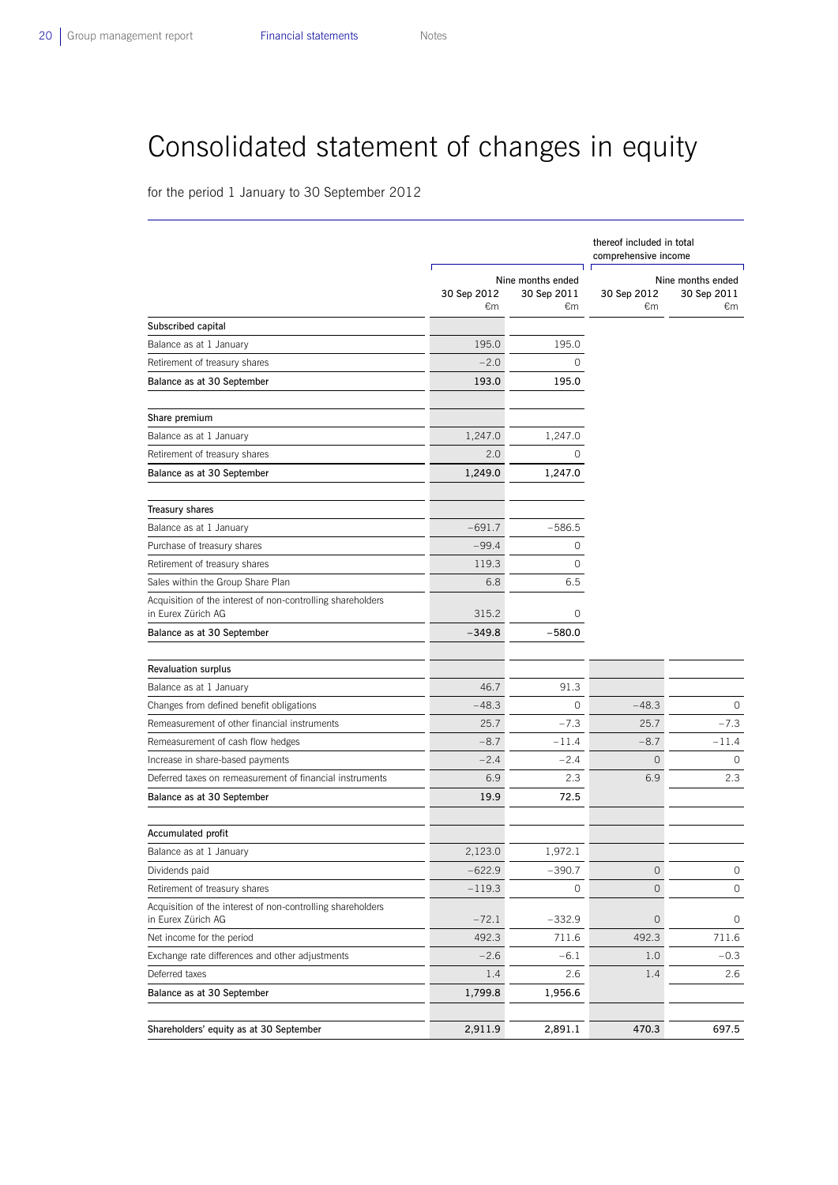# Consolidated statement of changes in equity

for the period 1 January to 30 September 2012

| | Nine months ended | | thereof included in total comprehensive income Nine months ended | |
|---|---|---|---|---|
| | 30 Sep 2012 €m | 30 Sep 2011 €m | 30 Sep 2012 €m | 30 Sep 2011 €m |
| **Subscribed capital** | | | | |
| Balance as at 1 January | 195.0 | 195.0 | | |
| Retirement of treasury shares | –2.0 | 0 | | |
| **Balance as at 30 September** | **193.0** | **195.0** | | |
| **Share premium** | | | | |
| Balance as at 1 January | 1,247.0 | 1,247.0 | | |
| Retirement of treasury shares | 2.0 | 0 | | |
| **Balance as at 30 September** | **1,249.0** | **1,247.0** | | |
| **Treasury shares** | | | | |
| Balance as at 1 January | –691.7 | –586.5 | | |
| Purchase of treasury shares | –99.4 | 0 | | |
| Retirement of treasury shares | 119.3 | 0 | | |
| Sales within the Group Share Plan | 6.8 | 6.5 | | |
| Acquisition of the interest of non-controlling shareholders in Eurex Zürich AG | 315.2 | 0 | | |
| **Balance as at 30 September** | **–349.8** | **–580.0** | | |
| **Revaluation surplus** | | | | |
| Balance as at 1 January | 46.7 | 91.3 | | |
| Changes from defined benefit obligations | –48.3 | 0 | –48.3 | 0 |
| Remeasurement of other financial instruments | 25.7 | –7.3 | 25.7 | –7.3 |
| Remeasurement of cash flow hedges | –8.7 | –11.4 | –8.7 | –11.4 |
| Increase in share-based payments | –2.4 | –2.4 | 0 | 0 |
| Deferred taxes on remeasurement of financial instruments | 6.9 | 2.3 | 6.9 | 2.3 |
| **Balance as at 30 September** | **19.9** | **72.5** | | |
| **Accumulated profit** | | | | |
| Balance as at 1 January | 2,123.0 | 1,972.1 | | |
| Dividends paid | –622.9 | –390.7 | 0 | 0 |
| Retirement of treasury shares | –119.3 | 0 | 0 | 0 |
| Acquisition of the interest of non-controlling shareholders in Eurex Zürich AG | –72.1 | –332.9 | 0 | 0 |
| Net income for the period | 492.3 | 711.6 | 492.3 | 711.6 |
| Exchange rate differences and other adjustments | –2.6 | –6.1 | 1.0 | –0.3 |
| Deferred taxes | 1.4 | 2.6 | 1.4 | 2.6 |
| **Balance as at 30 September** | **1,799.8** | **1,956.6** | | |
| **Shareholders' equity as at 30 September** | **2,911.9** | **2,891.1** | **470.3** | **697.5** |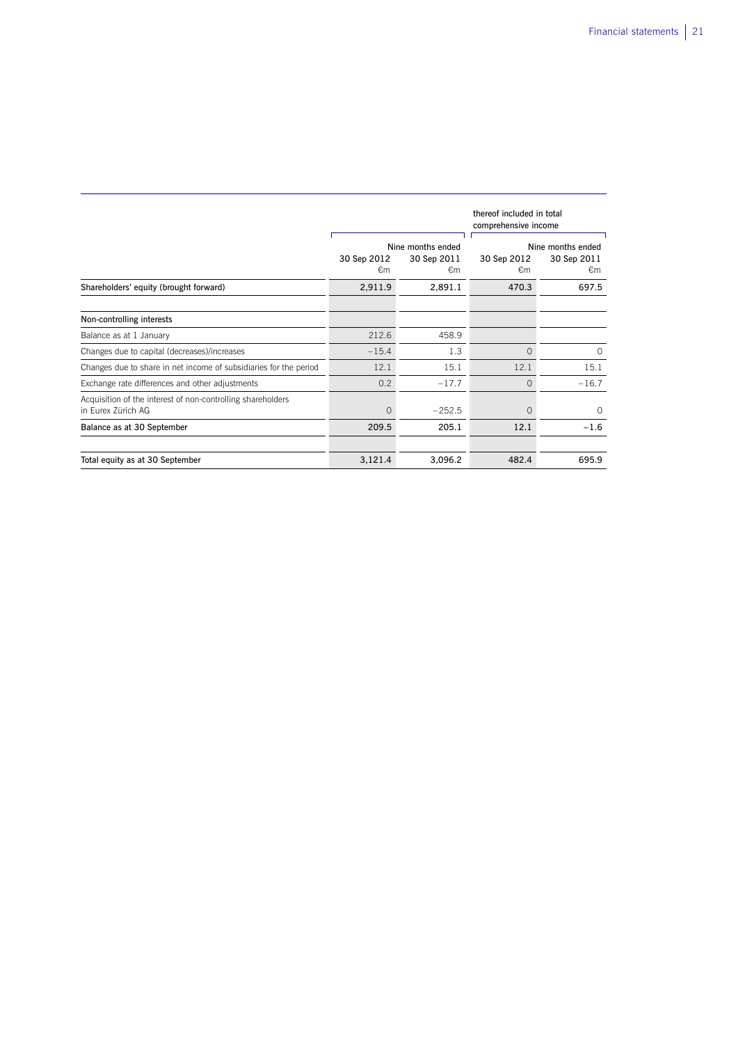| | Nine months ended | | thereof included in total comprehensive income Nine months ended | |
|---|---|---|---|---|
| | 30 Sep 2012 €m | 30 Sep 2011 €m | 30 Sep 2012 €m | 30 Sep 2011 €m |
| **Shareholders' equity (brought forward)** | **2,911.9** | **2,891.1** | **470.3** | **697.5** |
| | | | | |
| **Non-controlling interests** | | | | |
| Balance as at 1 January | 212.6 | 458.9 | | |
| Changes due to capital (decreases)/increases | –15.4 | 1.3 | 0 | 0 |
| Changes due to share in net income of subsidiaries for the period | 12.1 | 15.1 | 12.1 | 15.1 |
| Exchange rate differences and other adjustments | 0.2 | –17.7 | 0 | –16.7 |
| Acquisition of the interest of non-controlling shareholders in Eurex Zürich AG | 0 | –252.5 | 0 | 0 |
| **Balance as at 30 September** | **209.5** | **205.1** | **12.1** | **–1.6** |
| | | | | |
| **Total equity as at 30 September** | **3,121.4** | **3,096.2** | **482.4** | **695.9** |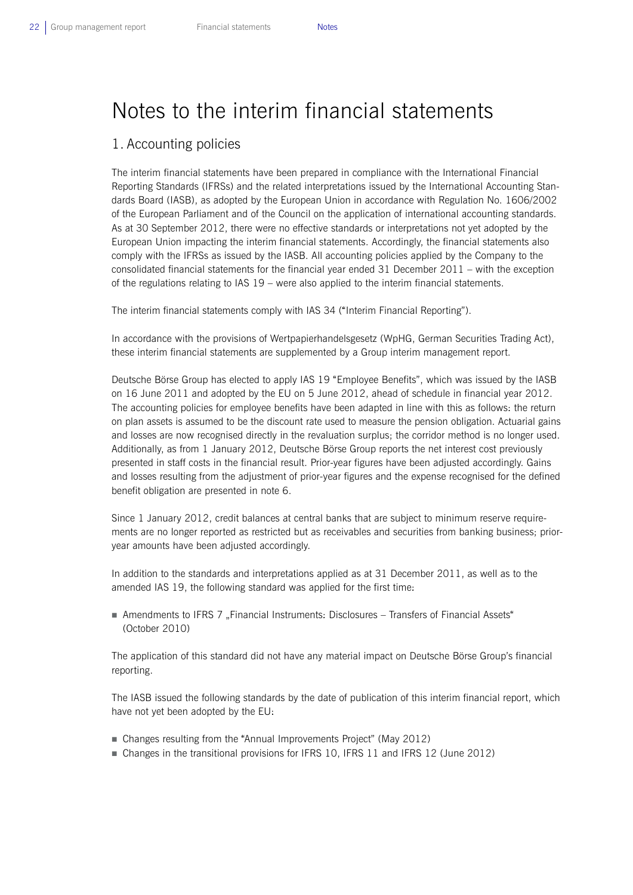# Notes to the interim financial statements

## 1. Accounting policies

The interim financial statements have been prepared in compliance with the International Financial Reporting Standards (IFRSs) and the related interpretations issued by the International Accounting Standards Board (IASB), as adopted by the European Union in accordance with Regulation No. 1606/2002 of the European Parliament and of the Council on the application of international accounting standards. As at 30 September 2012, there were no effective standards or interpretations not yet adopted by the European Union impacting the interim financial statements. Accordingly, the financial statements also comply with the IFRSs as issued by the IASB. All accounting policies applied by the Company to the consolidated financial statements for the financial year ended 31 December 2011 – with the exception of the regulations relating to IAS 19 – were also applied to the interim financial statements.

The interim financial statements comply with IAS 34 ("Interim Financial Reporting").

In accordance with the provisions of Wertpapierhandelsgesetz (WpHG, German Securities Trading Act), these interim financial statements are supplemented by a Group interim management report.

Deutsche Börse Group has elected to apply IAS 19 "Employee Benefits", which was issued by the IASB on 16 June 2011 and adopted by the EU on 5 June 2012, ahead of schedule in financial year 2012. The accounting policies for employee benefits have been adapted in line with this as follows: the return on plan assets is assumed to be the discount rate used to measure the pension obligation. Actuarial gains and losses are now recognised directly in the revaluation surplus; the corridor method is no longer used. Additionally, as from 1 January 2012, Deutsche Börse Group reports the net interest cost previously presented in staff costs in the financial result. Prior-year figures have been adjusted accordingly. Gains and losses resulting from the adjustment of prior-year figures and the expense recognised for the defined benefit obligation are presented in note 6.

Since 1 January 2012, credit balances at central banks that are subject to minimum reserve requirements are no longer reported as restricted but as receivables and securities from banking business; prior-year amounts have been adjusted accordingly.

In addition to the standards and interpretations applied as at 31 December 2011, as well as to the amended IAS 19, the following standard was applied for the first time:

- Amendments to IFRS 7 „Financial Instruments: Disclosures – Transfers of Financial Assets" (October 2010)

The application of this standard did not have any material impact on Deutsche Börse Group's financial reporting.

The IASB issued the following standards by the date of publication of this interim financial report, which have not yet been adopted by the EU:

- Changes resulting from the "Annual Improvements Project" (May 2012)
- Changes in the transitional provisions for IFRS 10, IFRS 11 and IFRS 12 (June 2012)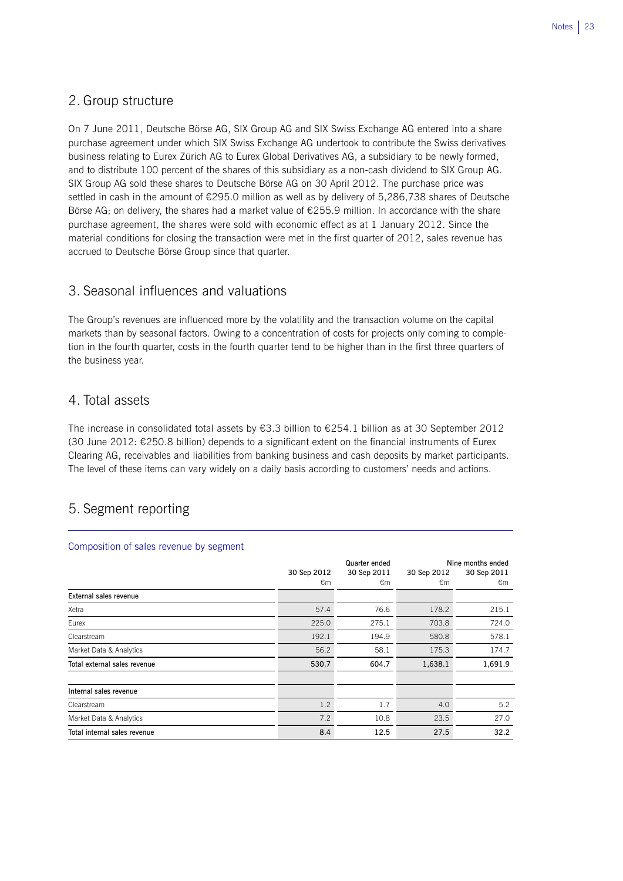## 2. Group structure

On 7 June 2011, Deutsche Börse AG, SIX Group AG and SIX Swiss Exchange AG entered into a share purchase agreement under which SIX Swiss Exchange AG undertook to contribute the Swiss derivatives business relating to Eurex Zürich AG to Eurex Global Derivatives AG, a subsidiary to be newly formed, and to distribute 100 percent of the shares of this subsidiary as a non-cash dividend to SIX Group AG. SIX Group AG sold these shares to Deutsche Börse AG on 30 April 2012. The purchase price was settled in cash in the amount of €295.0 million as well as by delivery of 5,286,738 shares of Deutsche Börse AG; on delivery, the shares had a market value of €255.9 million. In accordance with the share purchase agreement, the shares were sold with economic effect as at 1 January 2012. Since the material conditions for closing the transaction were met in the first quarter of 2012, sales revenue has accrued to Deutsche Börse Group since that quarter.

## 3. Seasonal influences and valuations

The Group's revenues are influenced more by the volatility and the transaction volume on the capital markets than by seasonal factors. Owing to a concentration of costs for projects only coming to completion in the fourth quarter, costs in the fourth quarter tend to be higher than in the first three quarters of the business year.

## 4. Total assets

The increase in consolidated total assets by €3.3 billion to €254.1 billion as at 30 September 2012 (30 June 2012: €250.8 billion) depends to a significant extent on the financial instruments of Eurex Clearing AG, receivables and liabilities from banking business and cash deposits by market participants. The level of these items can vary widely on a daily basis according to customers' needs and actions.

## 5. Segment reporting

Composition of sales revenue by segment

| | Quarter ended | | Nine months ended | |
|---|---|---|---|---|
| | 30 Sep 2012 €m | 30 Sep 2011 €m | 30 Sep 2012 €m | 30 Sep 2011 €m |
| **External sales revenue** | | | | |
| Xetra | 57.4 | 76.6 | 178.2 | 215.1 |
| Eurex | 225.0 | 275.1 | 703.8 | 724.0 |
| Clearstream | 192.1 | 194.9 | 580.8 | 578.1 |
| Market Data & Analytics | 56.2 | 58.1 | 175.3 | 174.7 |
| **Total external sales revenue** | **530.7** | **604.7** | **1,638.1** | **1,691.9** |
| | | | | |
| **Internal sales revenue** | | | | |
| Clearstream | 1.2 | 1.7 | 4.0 | 5.2 |
| Market Data & Analytics | 7.2 | 10.8 | 23.5 | 27.0 |
| **Total internal sales revenue** | **8.4** | **12.5** | **27.5** | **32.2** |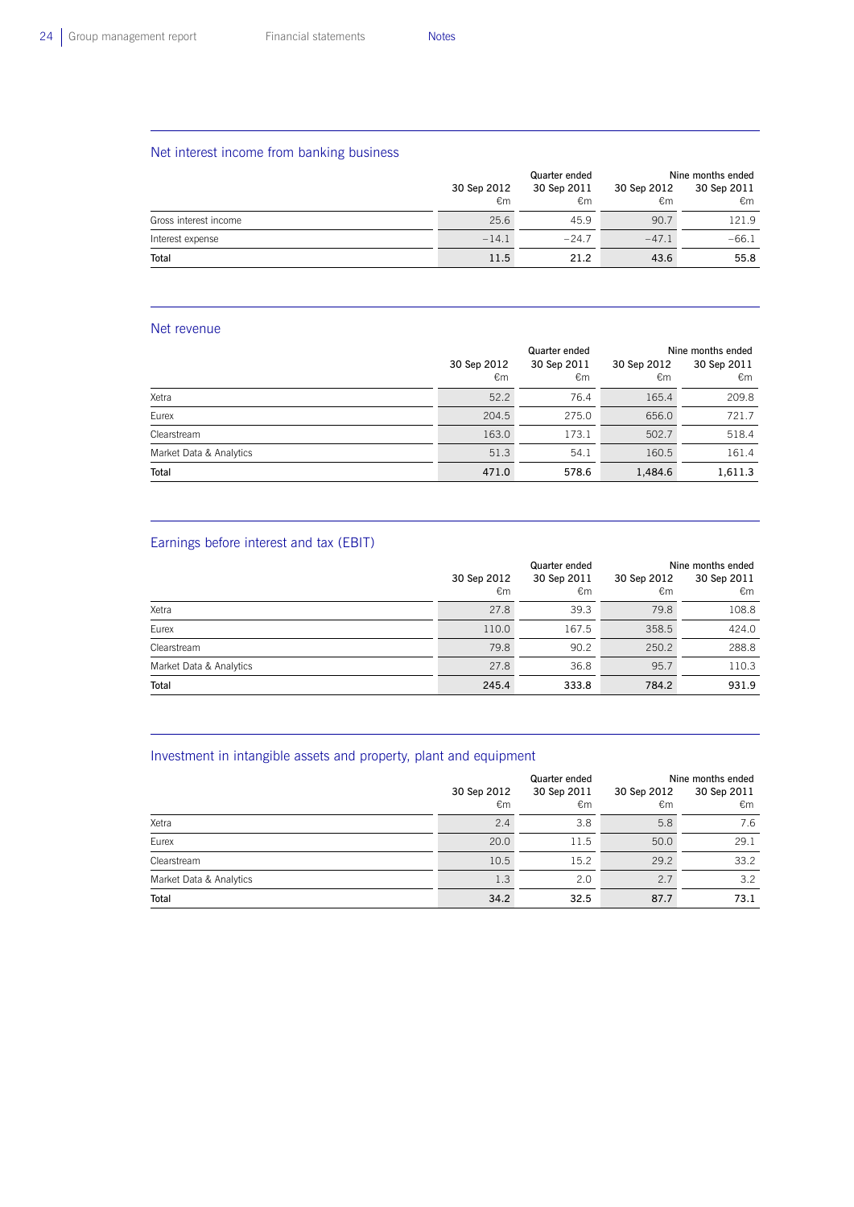## Net interest income from banking business

| | Quarter ended | | Nine months ended | |
|---|---|---|---|---|
| | 30 Sep 2012 €m | 30 Sep 2011 €m | 30 Sep 2012 €m | 30 Sep 2011 €m |
| Gross interest income | 25.6 | 45.9 | 90.7 | 121.9 |
| Interest expense | –14.1 | –24.7 | –47.1 | –66.1 |
| **Total** | **11.5** | **21.2** | **43.6** | **55.8** |

## Net revenue

| | Quarter ended | | Nine months ended | |
|---|---|---|---|---|
| | 30 Sep 2012 €m | 30 Sep 2011 €m | 30 Sep 2012 €m | 30 Sep 2011 €m |
| Xetra | 52.2 | 76.4 | 165.4 | 209.8 |
| Eurex | 204.5 | 275.0 | 656.0 | 721.7 |
| Clearstream | 163.0 | 173.1 | 502.7 | 518.4 |
| Market Data & Analytics | 51.3 | 54.1 | 160.5 | 161.4 |
| **Total** | **471.0** | **578.6** | **1,484.6** | **1,611.3** |

## Earnings before interest and tax (EBIT)

| | Quarter ended | | Nine months ended | |
|---|---|---|---|---|
| | 30 Sep 2012 €m | 30 Sep 2011 €m | 30 Sep 2012 €m | 30 Sep 2011 €m |
| Xetra | 27.8 | 39.3 | 79.8 | 108.8 |
| Eurex | 110.0 | 167.5 | 358.5 | 424.0 |
| Clearstream | 79.8 | 90.2 | 250.2 | 288.8 |
| Market Data & Analytics | 27.8 | 36.8 | 95.7 | 110.3 |
| **Total** | **245.4** | **333.8** | **784.2** | **931.9** |

## Investment in intangible assets and property, plant and equipment

| | Quarter ended | | Nine months ended | |
|---|---|---|---|---|
| | 30 Sep 2012 €m | 30 Sep 2011 €m | 30 Sep 2012 €m | 30 Sep 2011 €m |
| Xetra | 2.4 | 3.8 | 5.8 | 7.6 |
| Eurex | 20.0 | 11.5 | 50.0 | 29.1 |
| Clearstream | 10.5 | 15.2 | 29.2 | 33.2 |
| Market Data & Analytics | 1.3 | 2.0 | 2.7 | 3.2 |
| **Total** | **34.2** | **32.5** | **87.7** | **73.1** |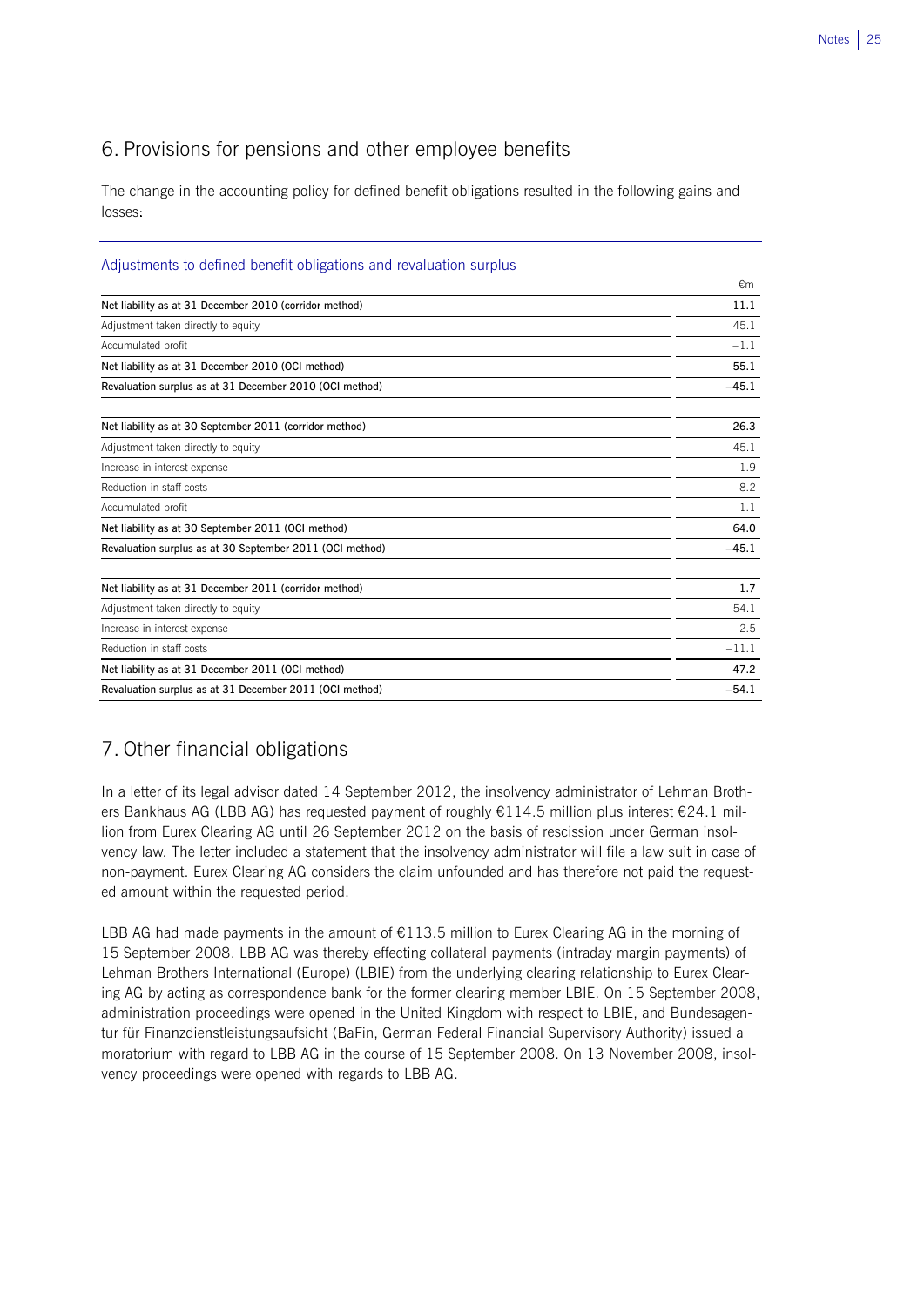## 6. Provisions for pensions and other employee benefits

The change in the accounting policy for defined benefit obligations resulted in the following gains and losses:

Adjustments to defined benefit obligations and revaluation surplus

| | €m |
|---|---|
| **Net liability as at 31 December 2010 (corridor method)** | **11.1** |
| Adjustment taken directly to equity | 45.1 |
| Accumulated profit | −1.1 |
| **Net liability as at 31 December 2010 (OCI method)** | **55.1** |
| **Revaluation surplus as at 31 December 2010 (OCI method)** | **−45.1** |
| | |
| **Net liability as at 30 September 2011 (corridor method)** | **26.3** |
| Adjustment taken directly to equity | 45.1 |
| Increase in interest expense | 1.9 |
| Reduction in staff costs | −8.2 |
| Accumulated profit | −1.1 |
| **Net liability as at 30 September 2011 (OCI method)** | **64.0** |
| **Revaluation surplus as at 30 September 2011 (OCI method)** | **−45.1** |
| | |
| **Net liability as at 31 December 2011 (corridor method)** | **1.7** |
| Adjustment taken directly to equity | 54.1 |
| Increase in interest expense | 2.5 |
| Reduction in staff costs | −11.1 |
| **Net liability as at 31 December 2011 (OCI method)** | **47.2** |
| **Revaluation surplus as at 31 December 2011 (OCI method)** | **−54.1** |

## 7. Other financial obligations

In a letter of its legal advisor dated 14 September 2012, the insolvency administrator of Lehman Brothers Bankhaus AG (LBB AG) has requested payment of roughly €114.5 million plus interest €24.1 million from Eurex Clearing AG until 26 September 2012 on the basis of rescission under German insolvency law. The letter included a statement that the insolvency administrator will file a law suit in case of non-payment. Eurex Clearing AG considers the claim unfounded and has therefore not paid the requested amount within the requested period.

LBB AG had made payments in the amount of €113.5 million to Eurex Clearing AG in the morning of 15 September 2008. LBB AG was thereby effecting collateral payments (intraday margin payments) of Lehman Brothers International (Europe) (LBIE) from the underlying clearing relationship to Eurex Clearing AG by acting as correspondence bank for the former clearing member LBIE. On 15 September 2008, administration proceedings were opened in the United Kingdom with respect to LBIE, and Bundesagentur für Finanzdienstleistungsaufsicht (BaFin, German Federal Financial Supervisory Authority) issued a moratorium with regard to LBB AG in the course of 15 September 2008. On 13 November 2008, insolvency proceedings were opened with regards to LBB AG.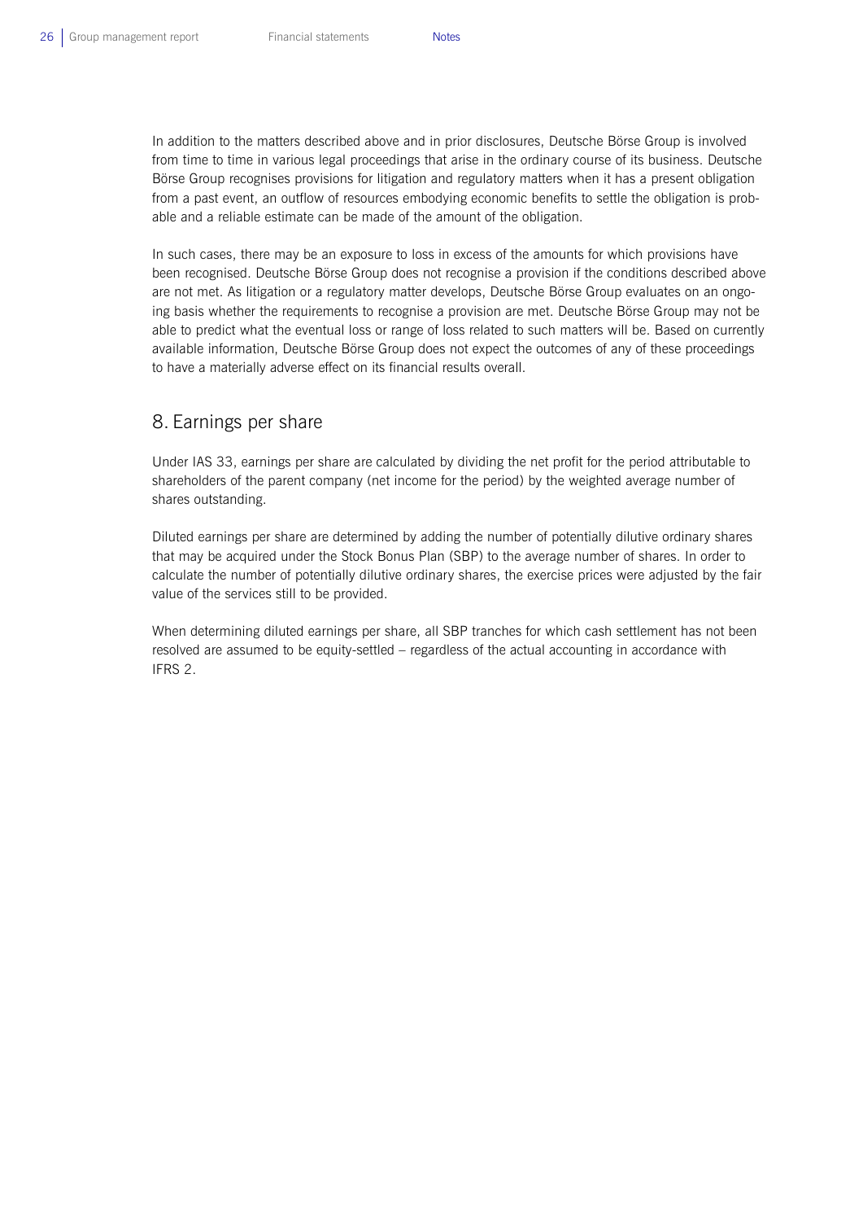In addition to the matters described above and in prior disclosures, Deutsche Börse Group is involved from time to time in various legal proceedings that arise in the ordinary course of its business. Deutsche Börse Group recognises provisions for litigation and regulatory matters when it has a present obligation from a past event, an outflow of resources embodying economic benefits to settle the obligation is probable and a reliable estimate can be made of the amount of the obligation.

In such cases, there may be an exposure to loss in excess of the amounts for which provisions have been recognised. Deutsche Börse Group does not recognise a provision if the conditions described above are not met. As litigation or a regulatory matter develops, Deutsche Börse Group evaluates on an ongoing basis whether the requirements to recognise a provision are met. Deutsche Börse Group may not be able to predict what the eventual loss or range of loss related to such matters will be. Based on currently available information, Deutsche Börse Group does not expect the outcomes of any of these proceedings to have a materially adverse effect on its financial results overall.

## 8. Earnings per share

Under IAS 33, earnings per share are calculated by dividing the net profit for the period attributable to shareholders of the parent company (net income for the period) by the weighted average number of shares outstanding.

Diluted earnings per share are determined by adding the number of potentially dilutive ordinary shares that may be acquired under the Stock Bonus Plan (SBP) to the average number of shares. In order to calculate the number of potentially dilutive ordinary shares, the exercise prices were adjusted by the fair value of the services still to be provided.

When determining diluted earnings per share, all SBP tranches for which cash settlement has not been resolved are assumed to be equity-settled – regardless of the actual accounting in accordance with IFRS 2.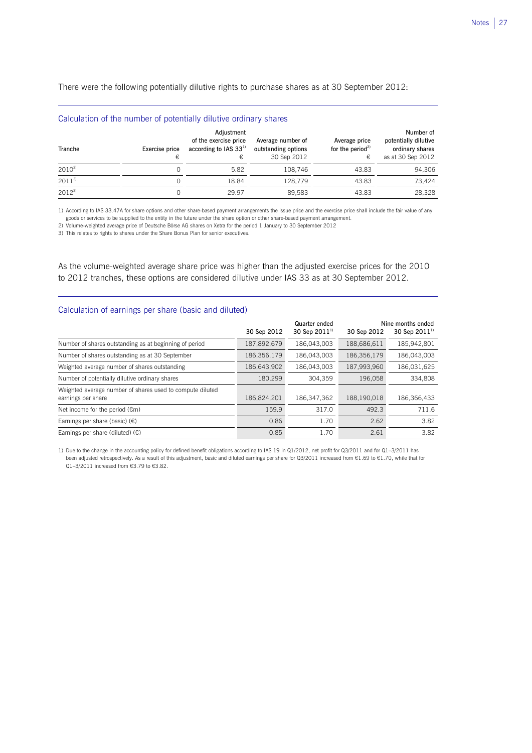There were the following potentially dilutive rights to purchase shares as at 30 September 2012:

## Calculation of the number of potentially dilutive ordinary shares

| Tranche | Exercise price<br>€ | Adjustment of the exercise price according to IAS 33[1)]<br>€ | Average number of outstanding options<br>30 Sep 2012 | Average price for the period[2)]<br>€ | Number of potentially dilutive ordinary shares as at 30 Sep 2012 |
|---|---|---|---|---|---|
| 2010[3)] | 0 | 5.82 | 108,746 | 43.83 | 94,306 |
| 2011[3)] | 0 | 18.84 | 128,779 | 43.83 | 73,424 |
| 2012[3)] | 0 | 29.97 | 89,583 | 43.83 | 28,328 |

1) According to IAS 33.47A for share options and other share-based payment arrangements the issue price and the exercise price shall include the fair value of any goods or services to be supplied to the entity in the future under the share option or other share-based payment arrangement.
2) Volume-weighted average price of Deutsche Börse AG shares on Xetra for the period 1 January to 30 September 2012
3) This relates to rights to shares under the Share Bonus Plan for senior executives.

As the volume-weighted average share price was higher than the adjusted exercise prices for the 2010 to 2012 tranches, these options are considered dilutive under IAS 33 as at 30 September 2012.

## Calculation of earnings per share (basic and diluted)

| | Quarter ended | | Nine months ended | |
|---|---|---|---|---|
| | 30 Sep 2012 | 30 Sep 2011[1)] | 30 Sep 2012 | 30 Sep 2011[1)] |
| Number of shares outstanding as at beginning of period | 187,892,679 | 186,043,003 | 188,686,611 | 185,942,801 |
| Number of shares outstanding as at 30 September | 186,356,179 | 186,043,003 | 186,356,179 | 186,043,003 |
| Weighted average number of shares outstanding | 186,643,902 | 186,043,003 | 187,993,960 | 186,031,625 |
| Number of potentially dilutive ordinary shares | 180,299 | 304,359 | 196,058 | 334,808 |
| Weighted average number of shares used to compute diluted earnings per share | 186,824,201 | 186,347,362 | 188,190,018 | 186,366,433 |
| Net income for the period (€m) | 159.9 | 317.0 | 492.3 | 711.6 |
| Earnings per share (basic) (€) | 0.86 | 1.70 | 2.62 | 3.82 |
| Earnings per share (diluted) (€) | 0.85 | 1.70 | 2.61 | 3.82 |

1) Due to the change in the accounting policy for defined benefit obligations according to IAS 19 in Q1/2012, net profit for Q3/2011 and for Q1–3/2011 has been adjusted retrospectively. As a result of this adjustment, basic and diluted earnings per share for Q3/2011 increased from €1.69 to €1.70, while that for Q1–3/2011 increased from €3.79 to €3.82.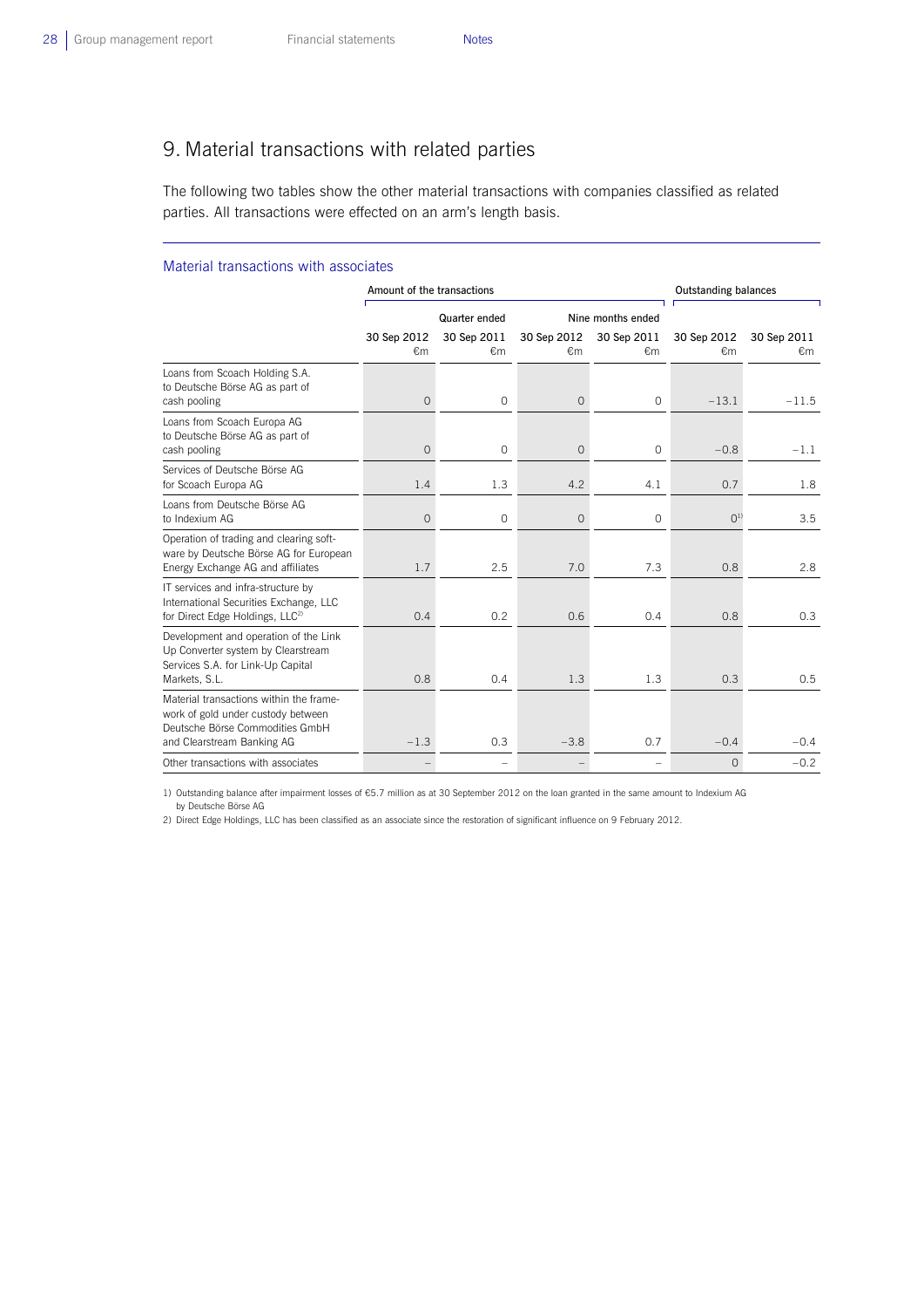# 9. Material transactions with related parties

The following two tables show the other material transactions with companies classified as related parties. All transactions were effected on an arm's length basis.

### Material transactions with associates

| | Amount of the transactions | | | | Outstanding balances | |
|---|---|---|---|---|---|---|
| | Quarter ended | | Nine months ended | | | |
| | 30 Sep 2012 €m | 30 Sep 2011 €m | 30 Sep 2012 €m | 30 Sep 2011 €m | 30 Sep 2012 €m | 30 Sep 2011 €m |
| Loans from Scoach Holding S.A. to Deutsche Börse AG as part of cash pooling | 0 | 0 | 0 | 0 | −13.1 | −11.5 |
| Loans from Scoach Europa AG to Deutsche Börse AG as part of cash pooling | 0 | 0 | 0 | 0 | −0.8 | −1.1 |
| Services of Deutsche Börse AG for Scoach Europa AG | 1.4 | 1.3 | 4.2 | 4.1 | 0.7 | 1.8 |
| Loans from Deutsche Börse AG to Indexium AG | 0 | 0 | 0 | 0 | 0[1] | 3.5 |
| Operation of trading and clearing software by Deutsche Börse AG for European Energy Exchange AG and affiliates | 1.7 | 2.5 | 7.0 | 7.3 | 0.8 | 2.8 |
| IT services and infra-structure by International Securities Exchange, LLC for Direct Edge Holdings, LLC[2] | 0.4 | 0.2 | 0.6 | 0.4 | 0.8 | 0.3 |
| Development and operation of the Link Up Converter system by Clearstream Services S.A. for Link-Up Capital Markets, S.L. | 0.8 | 0.4 | 1.3 | 1.3 | 0.3 | 0.5 |
| Material transactions within the framework of gold under custody between Deutsche Börse Commodities GmbH and Clearstream Banking AG | −1.3 | 0.3 | −3.8 | 0.7 | −0.4 | −0.4 |
| Other transactions with associates | – | – | – | – | 0 | −0.2 |

1) Outstanding balance after impairment losses of €5.7 million as at 30 September 2012 on the loan granted in the same amount to Indexium AG by Deutsche Börse AG

2) Direct Edge Holdings, LLC has been classified as an associate since the restoration of significant influence on 9 February 2012.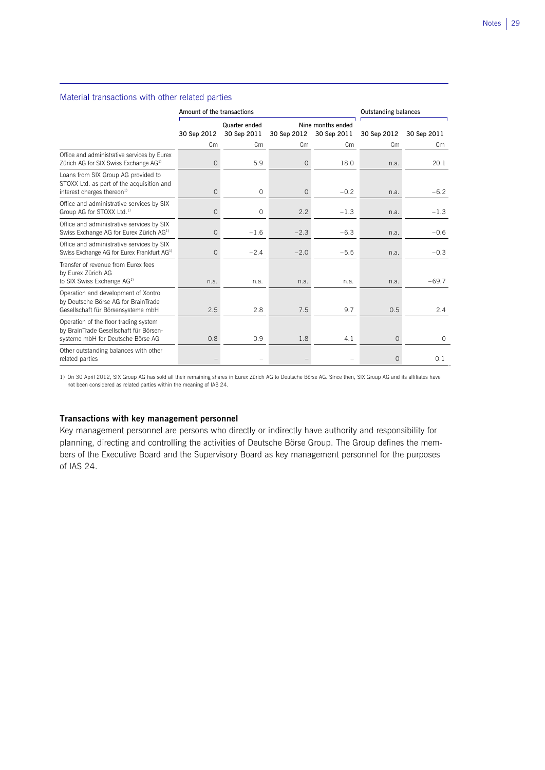## Material transactions with other related parties

| | Amount of the transactions | | | | Outstanding balances | |
|---|---|---|---|---|---|---|
| | Quarter ended | | Nine months ended | | | |
| | 30 Sep 2012 | 30 Sep 2011 | 30 Sep 2012 | 30 Sep 2011 | 30 Sep 2012 | 30 Sep 2011 |
| | €m | €m | €m | €m | €m | €m |
| Office and administrative services by Eurex Zürich AG for SIX Swiss Exchange AG[1] | 0 | 5.9 | 0 | 18.0 | n.a. | 20.1 |
| Loans from SIX Group AG provided to STOXX Ltd. as part of the acquisition and interest charges thereon[1] | 0 | 0 | 0 | −0.2 | n.a. | −6.2 |
| Office and administrative services by SIX Group AG for STOXX Ltd.[1] | 0 | 0 | 2.2 | −1.3 | n.a. | −1.3 |
| Office and administrative services by SIX Swiss Exchange AG for Eurex Zürich AG[1] | 0 | −1.6 | −2.3 | −6.3 | n.a. | −0.6 |
| Office and administrative services by SIX Swiss Exchange AG for Eurex Frankfurt AG[1] | 0 | −2.4 | −2.0 | −5.5 | n.a. | −0.3 |
| Transfer of revenue from Eurex fees by Eurex Zürich AG to SIX Swiss Exchange AG[1] | n.a. | n.a. | n.a. | n.a. | n.a. | −69.7 |
| Operation and development of Xontro by Deutsche Börse AG for BrainTrade Gesellschaft für Börsensysteme mbH | 2.5 | 2.8 | 7.5 | 9.7 | 0.5 | 2.4 |
| Operation of the floor trading system by BrainTrade Gesellschaft für Börsensysteme mbH for Deutsche Börse AG | 0.8 | 0.9 | 1.8 | 4.1 | 0 | 0 |
| Other outstanding balances with other related parties | – | – | – | – | 0 | 0.1 |

1) On 30 April 2012, SIX Group AG has sold all their remaining shares in Eurex Zürich AG to Deutsche Börse AG. Since then, SIX Group AG and its affiliates have not been considered as related parties within the meaning of IAS 24.

### Transactions with key management personnel

Key management personnel are persons who directly or indirectly have authority and responsibility for planning, directing and controlling the activities of Deutsche Börse Group. The Group defines the members of the Executive Board and the Supervisory Board as key management personnel for the purposes of IAS 24.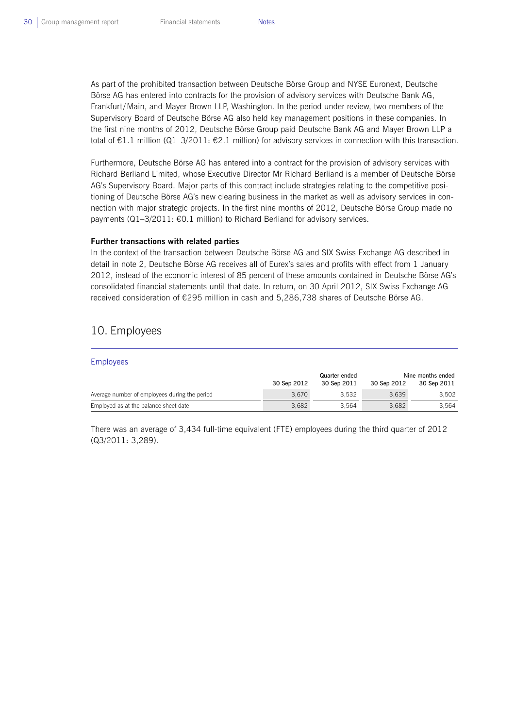As part of the prohibited transaction between Deutsche Börse Group and NYSE Euronext, Deutsche Börse AG has entered into contracts for the provision of advisory services with Deutsche Bank AG, Frankfurt/Main, and Mayer Brown LLP, Washington. In the period under review, two members of the Supervisory Board of Deutsche Börse AG also held key management positions in these companies. In the first nine months of 2012, Deutsche Börse Group paid Deutsche Bank AG and Mayer Brown LLP a total of €1.1 million (Q1–3/2011: €2.1 million) for advisory services in connection with this transaction.

Furthermore, Deutsche Börse AG has entered into a contract for the provision of advisory services with Richard Berliand Limited, whose Executive Director Mr Richard Berliand is a member of Deutsche Börse AG's Supervisory Board. Major parts of this contract include strategies relating to the competitive positioning of Deutsche Börse AG's new clearing business in the market as well as advisory services in connection with major strategic projects. In the first nine months of 2012, Deutsche Börse Group made no payments (Q1–3/2011: €0.1 million) to Richard Berliand for advisory services.

**Further transactions with related parties**

In the context of the transaction between Deutsche Börse AG and SIX Swiss Exchange AG described in detail in note 2, Deutsche Börse AG receives all of Eurex's sales and profits with effect from 1 January 2012, instead of the economic interest of 85 percent of these amounts contained in Deutsche Börse AG's consolidated financial statements until that date. In return, on 30 April 2012, SIX Swiss Exchange AG received consideration of €295 million in cash and 5,286,738 shares of Deutsche Börse AG.

## 10. Employees

Employees

| | Quarter ended | | Nine months ended | |
|---|---|---|---|---|
| | 30 Sep 2012 | 30 Sep 2011 | 30 Sep 2012 | 30 Sep 2011 |
| Average number of employees during the period | 3,670 | 3,532 | 3,639 | 3,502 |
| Employed as at the balance sheet date | 3,682 | 3,564 | 3,682 | 3,564 |

There was an average of 3,434 full-time equivalent (FTE) employees during the third quarter of 2012 (Q3/2011: 3,289).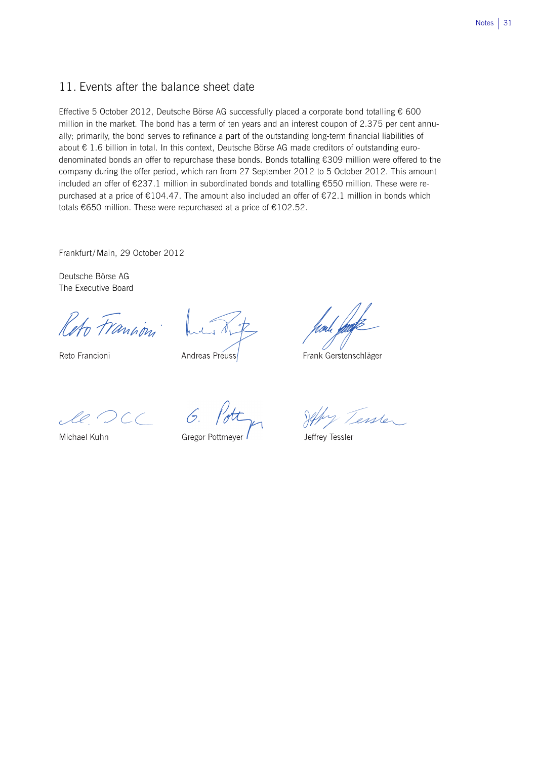## 11. Events after the balance sheet date

Effective 5 October 2012, Deutsche Börse AG successfully placed a corporate bond totalling € 600 million in the market. The bond has a term of ten years and an interest coupon of 2.375 per cent annually; primarily, the bond serves to refinance a part of the outstanding long-term financial liabilities of about € 1.6 billion in total. In this context, Deutsche Börse AG made creditors of outstanding euro-denominated bonds an offer to repurchase these bonds. Bonds totalling €309 million were offered to the company during the offer period, which ran from 27 September 2012 to 5 October 2012. This amount included an offer of €237.1 million in subordinated bonds and totalling €550 million. These were repurchased at a price of €104.47. The amount also included an offer of €72.1 million in bonds which totals €650 million. These were repurchased at a price of €102.52.

Frankfurt/Main, 29 October 2012

Deutsche Börse AG
The Executive Board

Reto Francioni

Andreas Preuss

Frank Gerstenschläger

Michael Kuhn

Gregor Pottmeyer

Jeffrey Tessler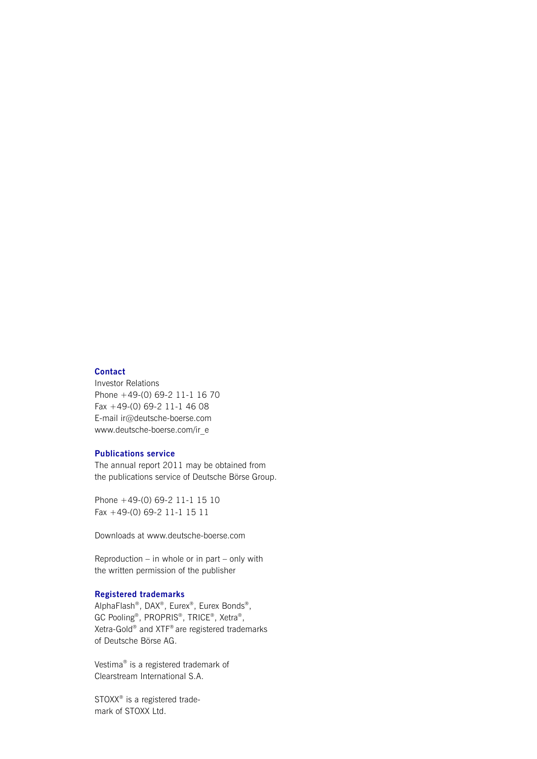**Contact**

Investor Relations
Phone +49-(0) 69-2 11-1 16 70
Fax +49-(0) 69-2 11-1 46 08
E-mail ir@deutsche-boerse.com
www.deutsche-boerse.com/ir_e

**Publications service**

The annual report 2011 may be obtained from the publications service of Deutsche Börse Group.

Phone +49-(0) 69-2 11-1 15 10
Fax +49-(0) 69-2 11-1 15 11

Downloads at www.deutsche-boerse.com

Reproduction – in whole or in part – only with the written permission of the publisher

**Registered trademarks**

AlphaFlash®, DAX®, Eurex®, Eurex Bonds®, GC Pooling®, PROPRIS®, TRICE®, Xetra®, Xetra-Gold® and XTF® are registered trademarks of Deutsche Börse AG.

Vestima® is a registered trademark of Clearstream International S.A.

STOXX® is a registered trademark of STOXX Ltd.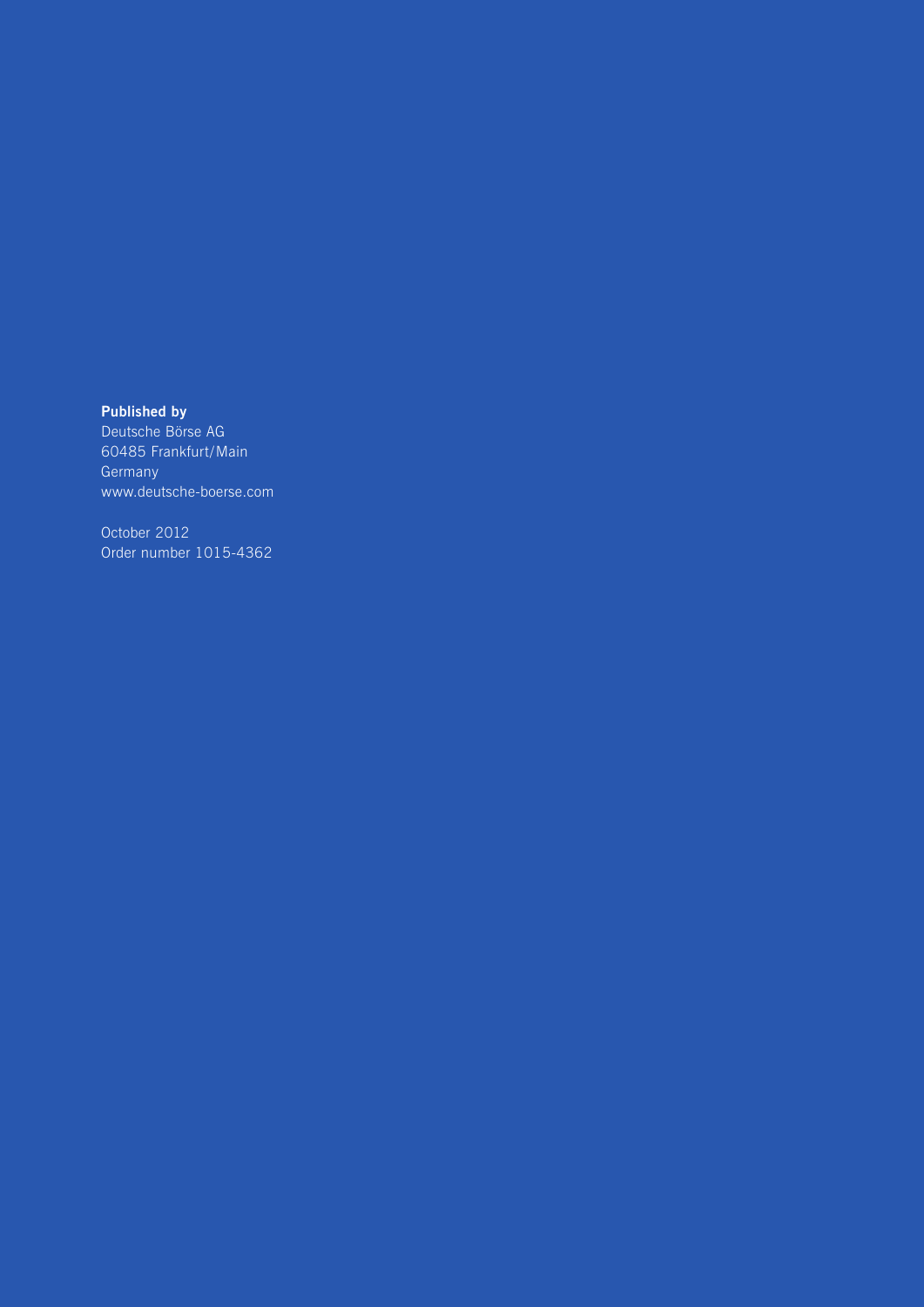**Published by**
Deutsche Börse AG
60485 Frankfurt/Main
Germany
www.deutsche-boerse.com

October 2012
Order number 1015-4362